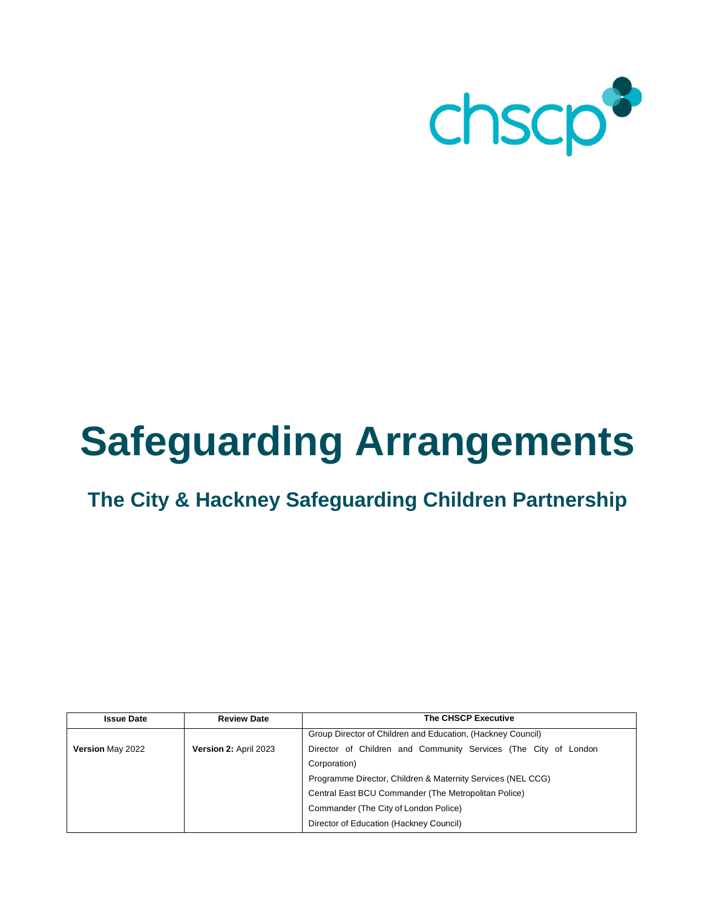chscp

# Safeguarding Arrangements

## The City & Hackney Safeguarding Children Partnership

| Issue Date | Review Date | The CHSCP Executive |
|---|---|---|
| **Version** May 2022 | **Version 2:** April 2023 | Group Director of Children and Education, (Hackney Council)<br>Director of Children and Community Services (The City of London Corporation)<br>Programme Director, Children & Maternity Services (NEL CCG)<br>Central East BCU Commander (The Metropolitan Police)<br>Commander (The City of London Police)<br>Director of Education (Hackney Council) |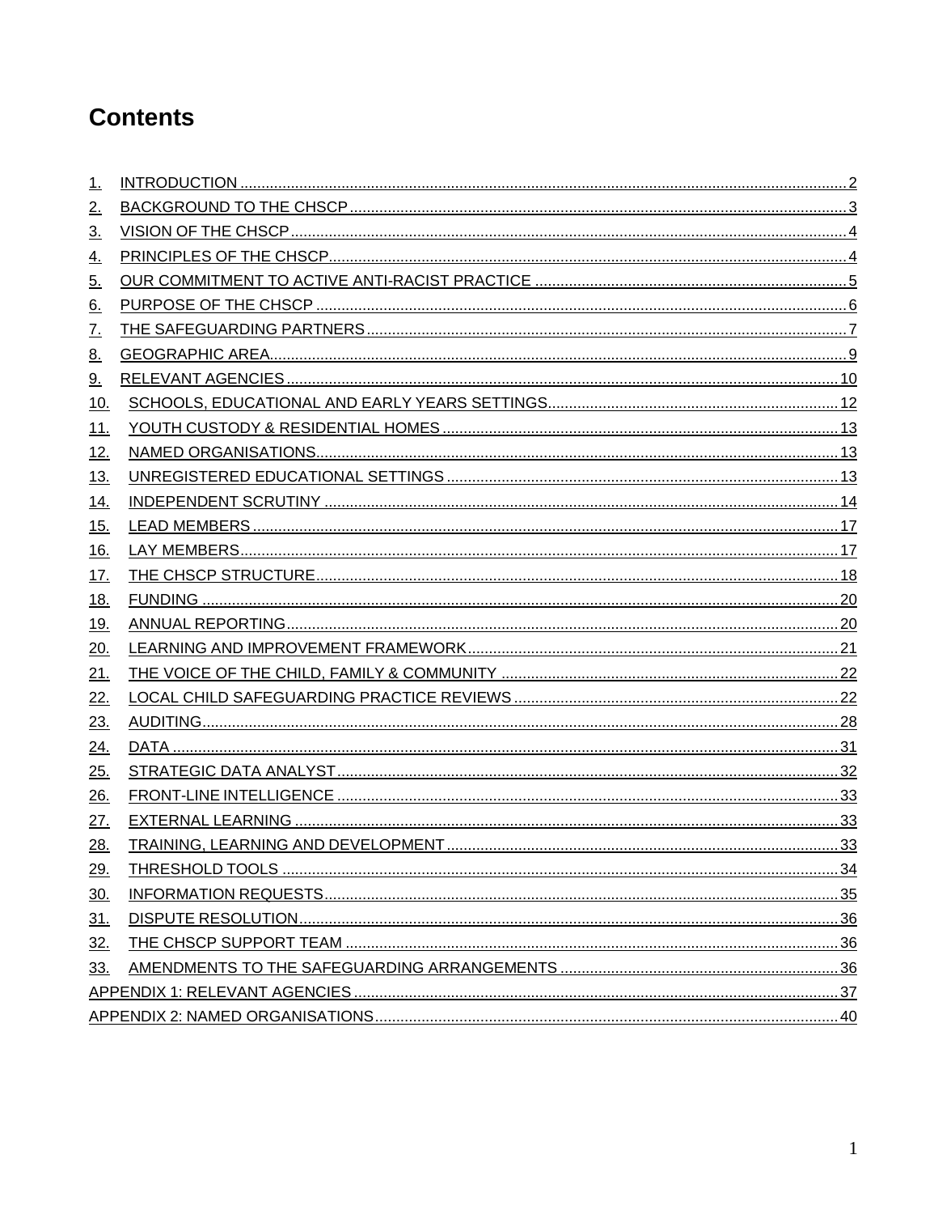# Contents

1. INTRODUCTION ..... 2
2. BACKGROUND TO THE CHSCP ..... 3
3. VISION OF THE CHSCP ..... 4
4. PRINCIPLES OF THE CHSCP ..... 4
5. OUR COMMITMENT TO ACTIVE ANTI-RACIST PRACTICE ..... 5
6. PURPOSE OF THE CHSCP ..... 6
7. THE SAFEGUARDING PARTNERS ..... 7
8. GEOGRAPHIC AREA ..... 9
9. RELEVANT AGENCIES ..... 10
10. SCHOOLS, EDUCATIONAL AND EARLY YEARS SETTINGS ..... 12
11. YOUTH CUSTODY & RESIDENTIAL HOMES ..... 13
12. NAMED ORGANISATIONS ..... 13
13. UNREGISTERED EDUCATIONAL SETTINGS ..... 13
14. INDEPENDENT SCRUTINY ..... 14
15. LEAD MEMBERS ..... 17
16. LAY MEMBERS ..... 17
17. THE CHSCP STRUCTURE ..... 18
18. FUNDING ..... 20
19. ANNUAL REPORTING ..... 20
20. LEARNING AND IMPROVEMENT FRAMEWORK ..... 21
21. THE VOICE OF THE CHILD, FAMILY & COMMUNITY ..... 22
22. LOCAL CHILD SAFEGUARDING PRACTICE REVIEWS ..... 22
23. AUDITING ..... 28
24. DATA ..... 31
25. STRATEGIC DATA ANALYST ..... 32
26. FRONT-LINE INTELLIGENCE ..... 33
27. EXTERNAL LEARNING ..... 33
28. TRAINING, LEARNING AND DEVELOPMENT ..... 33
29. THRESHOLD TOOLS ..... 34
30. INFORMATION REQUESTS ..... 35
31. DISPUTE RESOLUTION ..... 36
32. THE CHSCP SUPPORT TEAM ..... 36
33. AMENDMENTS TO THE SAFEGUARDING ARRANGEMENTS ..... 36

APPENDIX 1: RELEVANT AGENCIES ..... 37

APPENDIX 2: NAMED ORGANISATIONS ..... 40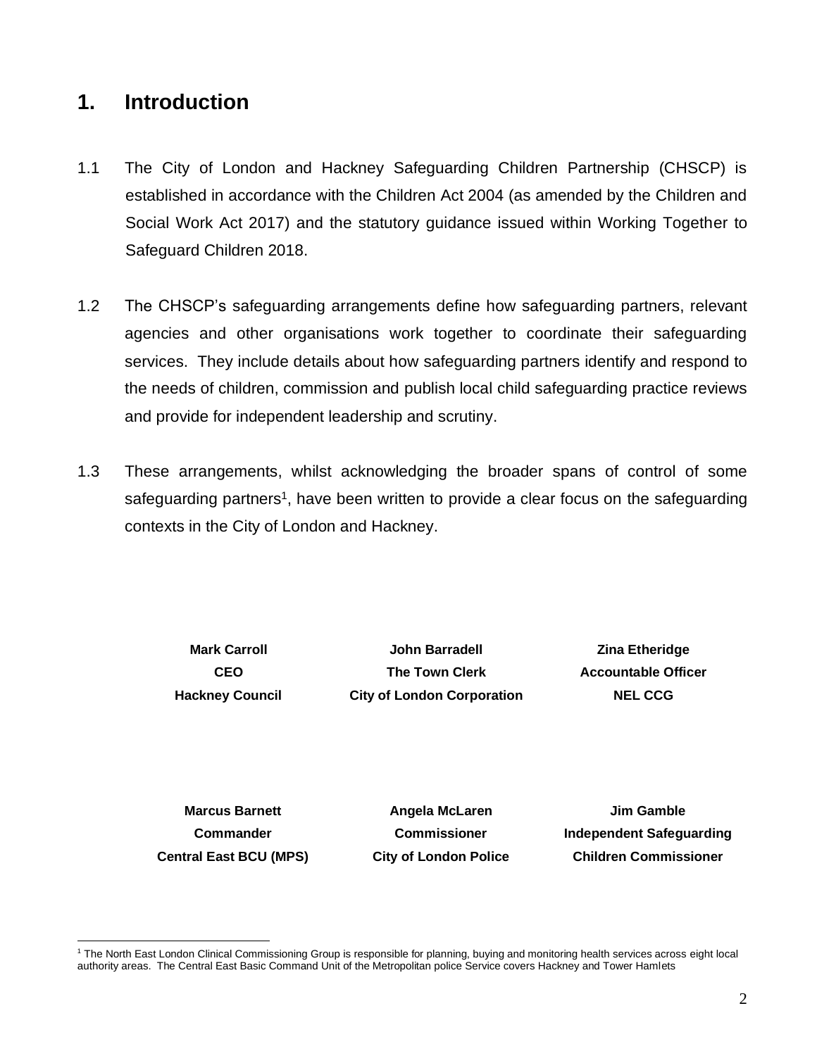## 1. Introduction

1.1 The City of London and Hackney Safeguarding Children Partnership (CHSCP) is established in accordance with the Children Act 2004 (as amended by the Children and Social Work Act 2017) and the statutory guidance issued within Working Together to Safeguard Children 2018.

1.2 The CHSCP's safeguarding arrangements define how safeguarding partners, relevant agencies and other organisations work together to coordinate their safeguarding services. They include details about how safeguarding partners identify and respond to the needs of children, commission and publish local child safeguarding practice reviews and provide for independent leadership and scrutiny.

1.3 These arrangements, whilst acknowledging the broader spans of control of some safeguarding partners[1], have been written to provide a clear focus on the safeguarding contexts in the City of London and Hackney.

| | | |
|---|---|---|
| **Mark Carroll**<br>**CEO**<br>**Hackney Council** | **John Barradell**<br>**The Town Clerk**<br>**City of London Corporation** | **Zina Etheridge**<br>**Accountable Officer**<br>**NEL CCG** |
| **Marcus Barnett**<br>**Commander**<br>**Central East BCU (MPS)** | **Angela McLaren**<br>**Commissioner**<br>**City of London Police** | **Jim Gamble**<br>**Independent Safeguarding**<br>**Children Commissioner** |

[1] The North East London Clinical Commissioning Group is responsible for planning, buying and monitoring health services across eight local authority areas. The Central East Basic Command Unit of the Metropolitan police Service covers Hackney and Tower Hamlets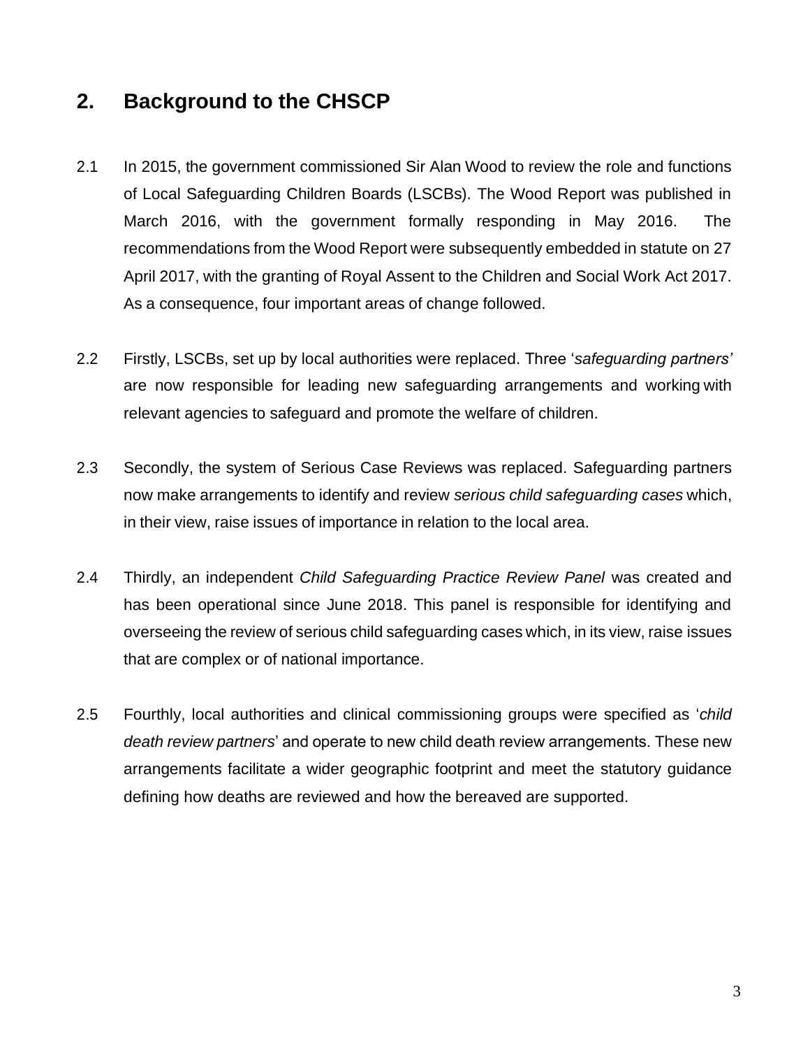## 2. Background to the CHSCP

2.1 In 2015, the government commissioned Sir Alan Wood to review the role and functions of Local Safeguarding Children Boards (LSCBs). The Wood Report was published in March 2016, with the government formally responding in May 2016. The recommendations from the Wood Report were subsequently embedded in statute on 27 April 2017, with the granting of Royal Assent to the Children and Social Work Act 2017. As a consequence, four important areas of change followed.

2.2 Firstly, LSCBs, set up by local authorities were replaced. Three '*safeguarding partners'* are now responsible for leading new safeguarding arrangements and working with relevant agencies to safeguard and promote the welfare of children.

2.3 Secondly, the system of Serious Case Reviews was replaced. Safeguarding partners now make arrangements to identify and review *serious child safeguarding cases* which, in their view, raise issues of importance in relation to the local area.

2.4 Thirdly, an independent *Child Safeguarding Practice Review Panel* was created and has been operational since June 2018. This panel is responsible for identifying and overseeing the review of serious child safeguarding cases which, in its view, raise issues that are complex or of national importance.

2.5 Fourthly, local authorities and clinical commissioning groups were specified as '*child death review partners*' and operate to new child death review arrangements. These new arrangements facilitate a wider geographic footprint and meet the statutory guidance defining how deaths are reviewed and how the bereaved are supported.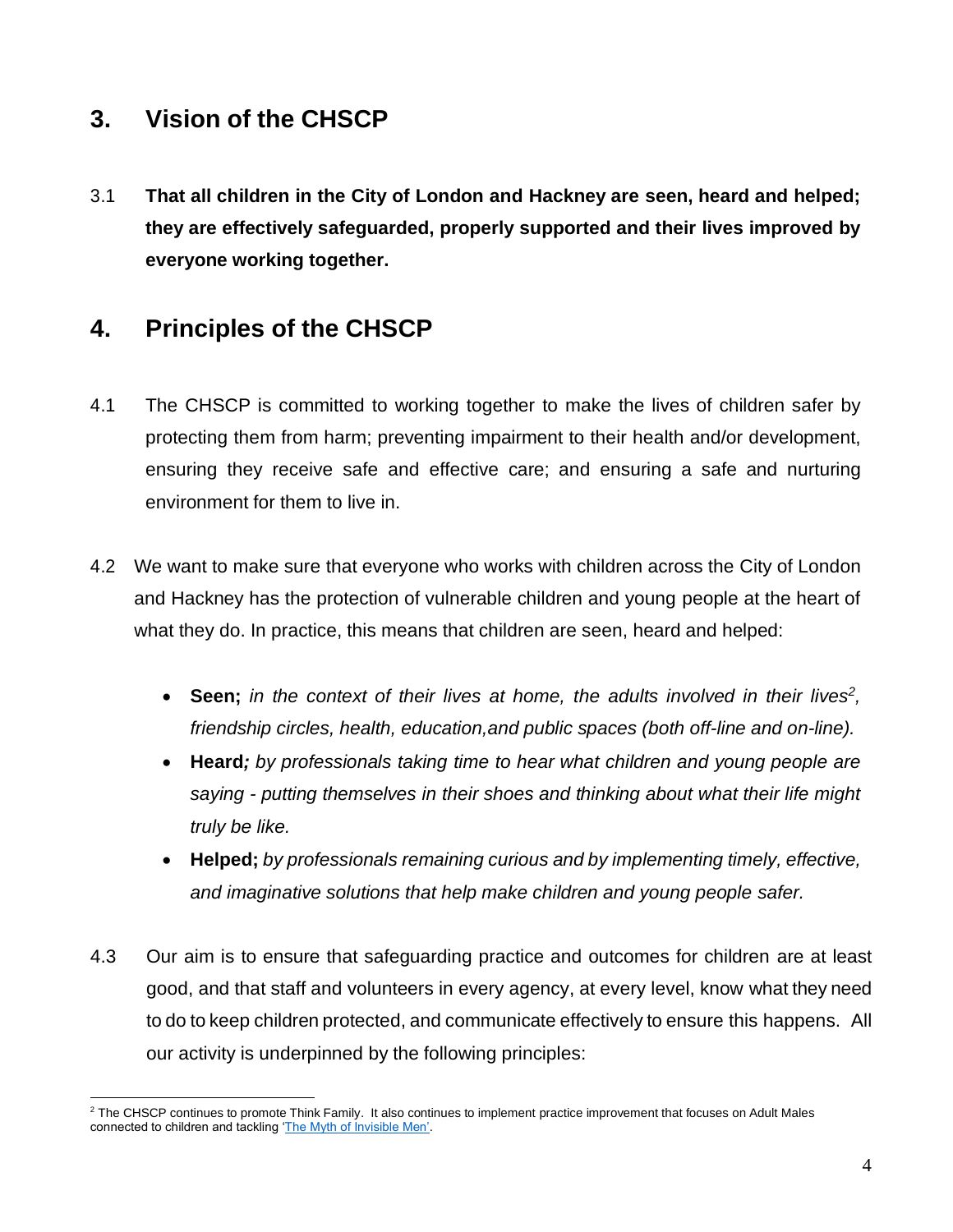## 3. Vision of the CHSCP

3.1 **That all children in the City of London and Hackney are seen, heard and helped; they are effectively safeguarded, properly supported and their lives improved by everyone working together.**

## 4. Principles of the CHSCP

4.1 The CHSCP is committed to working together to make the lives of children safer by protecting them from harm; preventing impairment to their health and/or development, ensuring they receive safe and effective care; and ensuring a safe and nurturing environment for them to live in.

4.2 We want to make sure that everyone who works with children across the City of London and Hackney has the protection of vulnerable children and young people at the heart of what they do. In practice, this means that children are seen, heard and helped:

- **Seen;** *in the context of their lives at home, the adults involved in their lives[2], friendship circles, health, education,and public spaces (both off-line and on-line).*
- **Heard*;*** *by professionals taking time to hear what children and young people are saying - putting themselves in their shoes and thinking about what their life might truly be like.*
- **Helped;** *by professionals remaining curious and by implementing timely, effective, and imaginative solutions that help make children and young people safer.*

4.3 Our aim is to ensure that safeguarding practice and outcomes for children are at least good, and that staff and volunteers in every agency, at every level, know what they need to do to keep children protected, and communicate effectively to ensure this happens. All our activity is underpinned by the following principles:

[2] The CHSCP continues to promote Think Family. It also continues to implement practice improvement that focuses on Adult Males connected to children and tackling 'The Myth of Invisible Men'.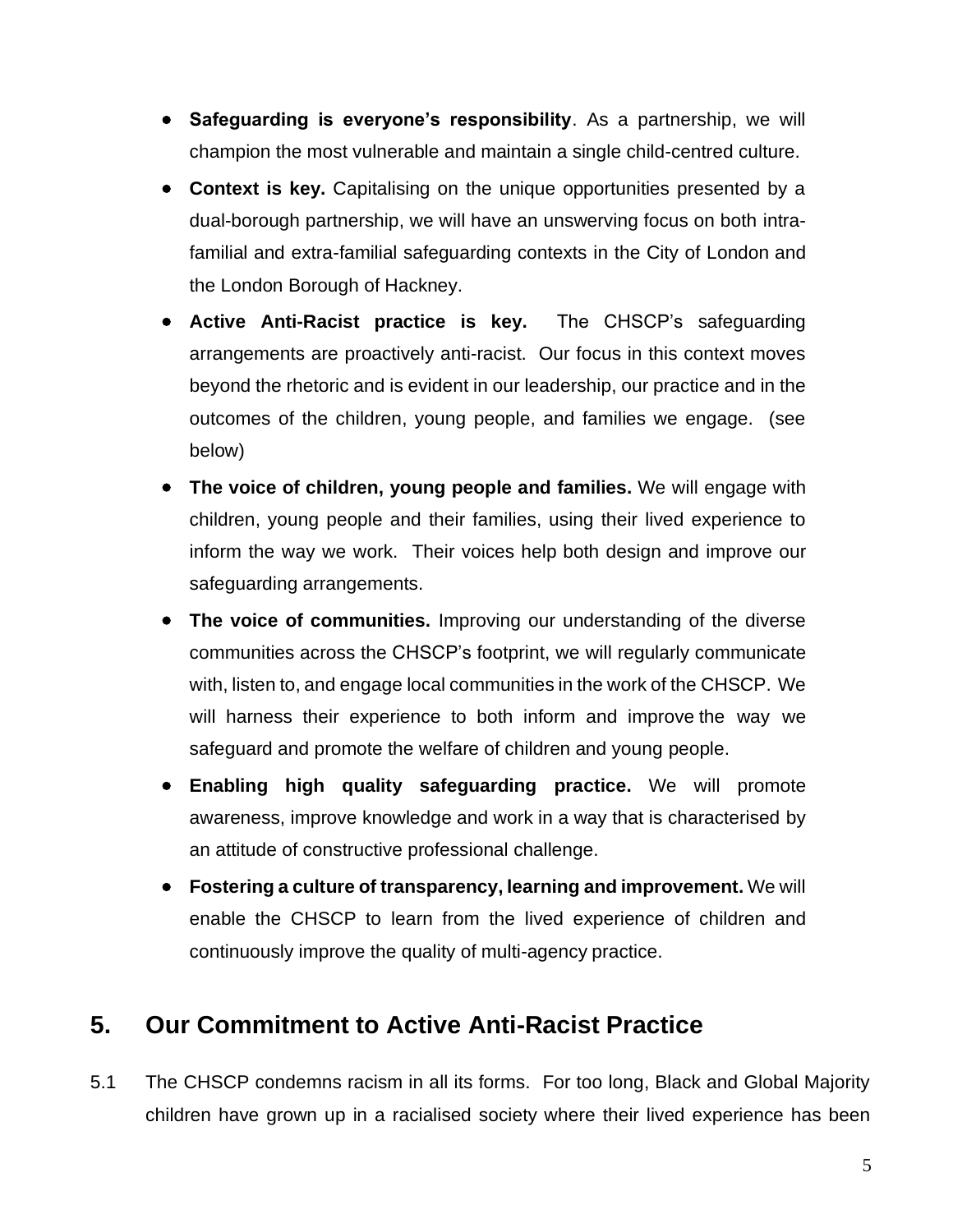- **Safeguarding is everyone's responsibility**. As a partnership, we will champion the most vulnerable and maintain a single child-centred culture.
- **Context is key.** Capitalising on the unique opportunities presented by a dual-borough partnership, we will have an unswerving focus on both intra-familial and extra-familial safeguarding contexts in the City of London and the London Borough of Hackney.
- **Active Anti-Racist practice is key.** The CHSCP's safeguarding arrangements are proactively anti-racist. Our focus in this context moves beyond the rhetoric and is evident in our leadership, our practice and in the outcomes of the children, young people, and families we engage. (see below)
- **The voice of children, young people and families.** We will engage with children, young people and their families, using their lived experience to inform the way we work. Their voices help both design and improve our safeguarding arrangements.
- **The voice of communities.** Improving our understanding of the diverse communities across the CHSCP's footprint, we will regularly communicate with, listen to, and engage local communities in the work of the CHSCP. We will harness their experience to both inform and improve the way we safeguard and promote the welfare of children and young people.
- **Enabling high quality safeguarding practice.** We will promote awareness, improve knowledge and work in a way that is characterised by an attitude of constructive professional challenge.
- **Fostering a culture of transparency, learning and improvement.** We will enable the CHSCP to learn from the lived experience of children and continuously improve the quality of multi-agency practice.

## 5. Our Commitment to Active Anti-Racist Practice

5.1 The CHSCP condemns racism in all its forms. For too long, Black and Global Majority children have grown up in a racialised society where their lived experience has been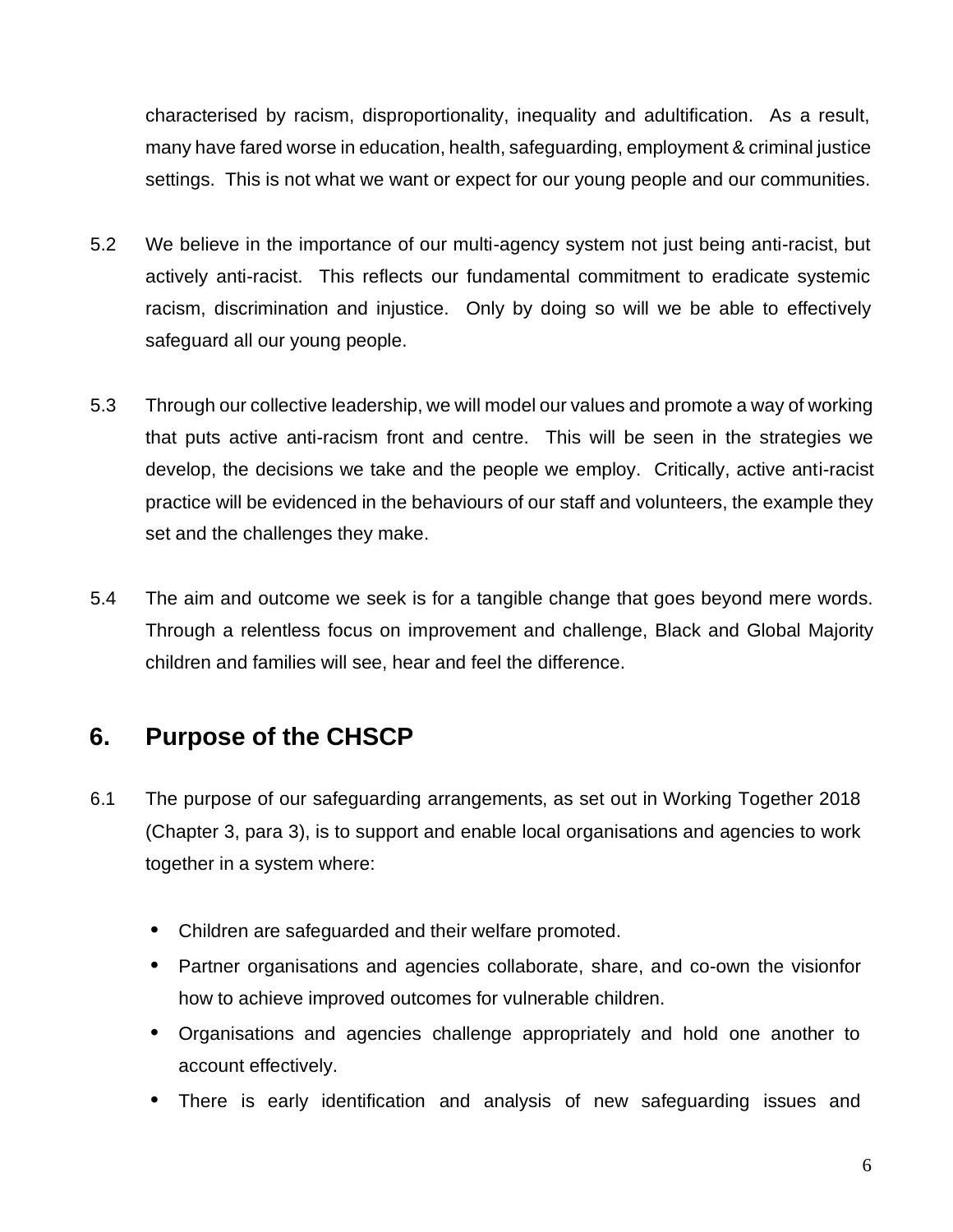characterised by racism, disproportionality, inequality and adultification. As a result, many have fared worse in education, health, safeguarding, employment & criminal justice settings. This is not what we want or expect for our young people and our communities.

5.2 We believe in the importance of our multi-agency system not just being anti-racist, but actively anti-racist. This reflects our fundamental commitment to eradicate systemic racism, discrimination and injustice. Only by doing so will we be able to effectively safeguard all our young people.

5.3 Through our collective leadership, we will model our values and promote a way of working that puts active anti-racism front and centre. This will be seen in the strategies we develop, the decisions we take and the people we employ. Critically, active anti-racist practice will be evidenced in the behaviours of our staff and volunteers, the example they set and the challenges they make.

5.4 The aim and outcome we seek is for a tangible change that goes beyond mere words. Through a relentless focus on improvement and challenge, Black and Global Majority children and families will see, hear and feel the difference.

## 6. Purpose of the CHSCP

6.1 The purpose of our safeguarding arrangements, as set out in Working Together 2018 (Chapter 3, para 3), is to support and enable local organisations and agencies to work together in a system where:

- Children are safeguarded and their welfare promoted.
- Partner organisations and agencies collaborate, share, and co-own the visionfor how to achieve improved outcomes for vulnerable children.
- Organisations and agencies challenge appropriately and hold one another to account effectively.
- There is early identification and analysis of new safeguarding issues and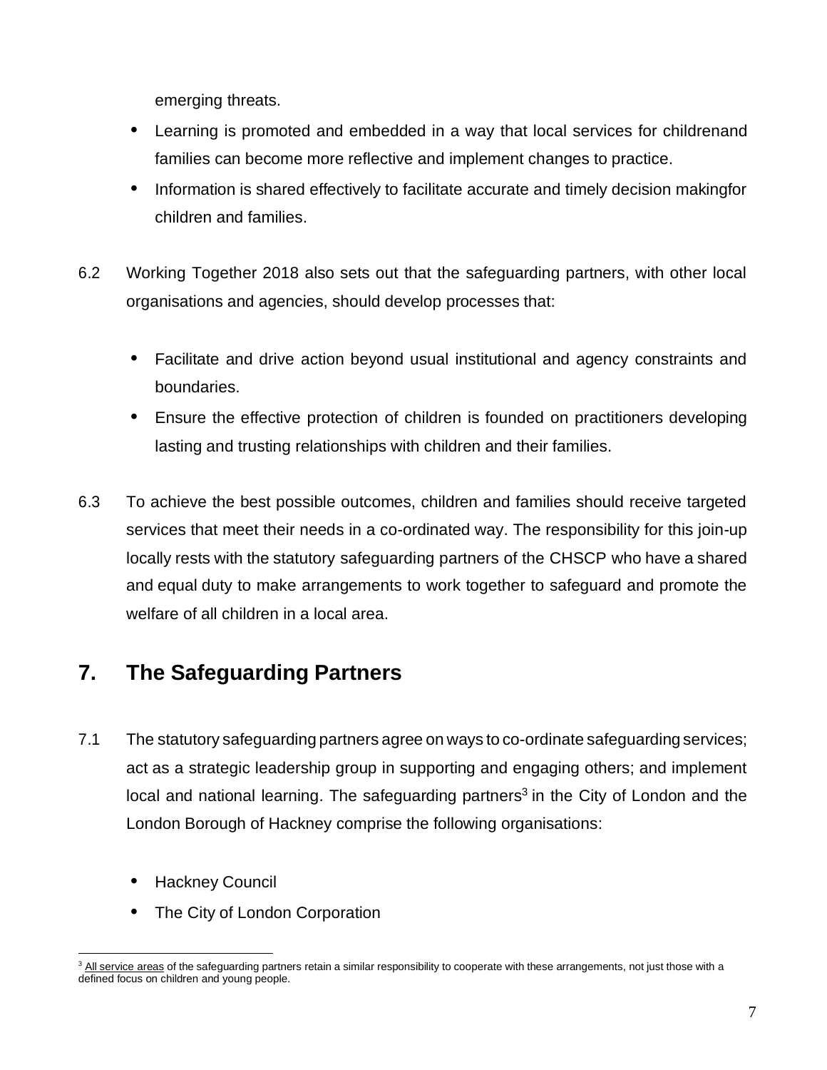emerging threats.

- Learning is promoted and embedded in a way that local services for childrenand families can become more reflective and implement changes to practice.
- Information is shared effectively to facilitate accurate and timely decision makingfor children and families.

6.2 Working Together 2018 also sets out that the safeguarding partners, with other local organisations and agencies, should develop processes that:

- Facilitate and drive action beyond usual institutional and agency constraints and boundaries.
- Ensure the effective protection of children is founded on practitioners developing lasting and trusting relationships with children and their families.

6.3 To achieve the best possible outcomes, children and families should receive targeted services that meet their needs in a co-ordinated way. The responsibility for this join-up locally rests with the statutory safeguarding partners of the CHSCP who have a shared and equal duty to make arrangements to work together to safeguard and promote the welfare of all children in a local area.

## 7. The Safeguarding Partners

7.1 The statutory safeguarding partners agree on ways to co-ordinate safeguarding services; act as a strategic leadership group in supporting and engaging others; and implement local and national learning. The safeguarding partners[3] in the City of London and the London Borough of Hackney comprise the following organisations:

- Hackney Council
- The City of London Corporation

[3] All service areas of the safeguarding partners retain a similar responsibility to cooperate with these arrangements, not just those with a defined focus on children and young people.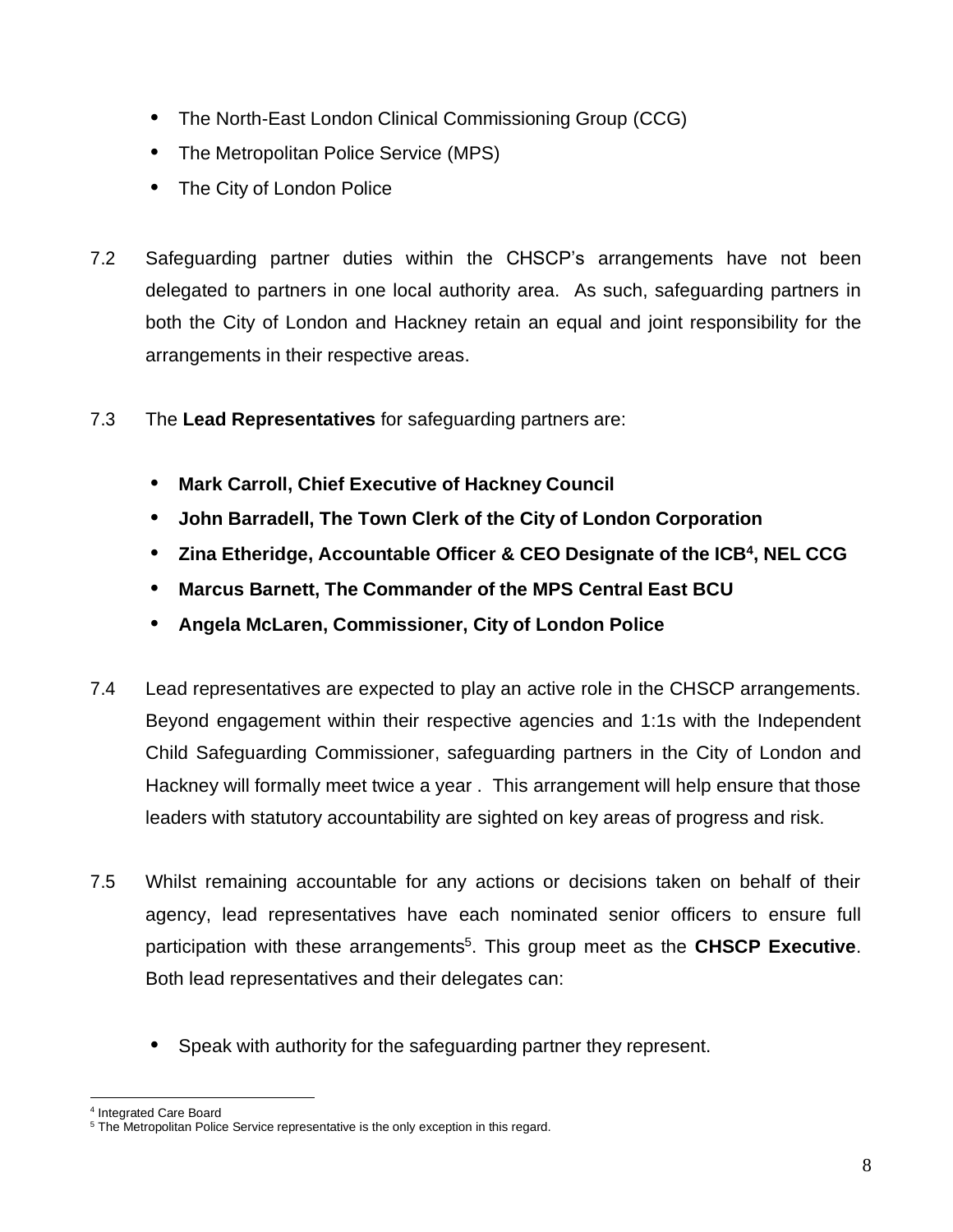- The North-East London Clinical Commissioning Group (CCG)
- The Metropolitan Police Service (MPS)
- The City of London Police

7.2 Safeguarding partner duties within the CHSCP's arrangements have not been delegated to partners in one local authority area. As such, safeguarding partners in both the City of London and Hackney retain an equal and joint responsibility for the arrangements in their respective areas.

7.3 The **Lead Representatives** for safeguarding partners are:

- **Mark Carroll, Chief Executive of Hackney Council**
- **John Barradell, The Town Clerk of the City of London Corporation**
- **Zina Etheridge, Accountable Officer & CEO Designate of the ICB[4], NEL CCG**
- **Marcus Barnett, The Commander of the MPS Central East BCU**
- **Angela McLaren, Commissioner, City of London Police**

7.4 Lead representatives are expected to play an active role in the CHSCP arrangements. Beyond engagement within their respective agencies and 1:1s with the Independent Child Safeguarding Commissioner, safeguarding partners in the City of London and Hackney will formally meet twice a year . This arrangement will help ensure that those leaders with statutory accountability are sighted on key areas of progress and risk.

7.5 Whilst remaining accountable for any actions or decisions taken on behalf of their agency, lead representatives have each nominated senior officers to ensure full participation with these arrangements[5]. This group meet as the **CHSCP Executive**. Both lead representatives and their delegates can:

- Speak with authority for the safeguarding partner they represent.

---

[4] Integrated Care Board

[5] The Metropolitan Police Service representative is the only exception in this regard.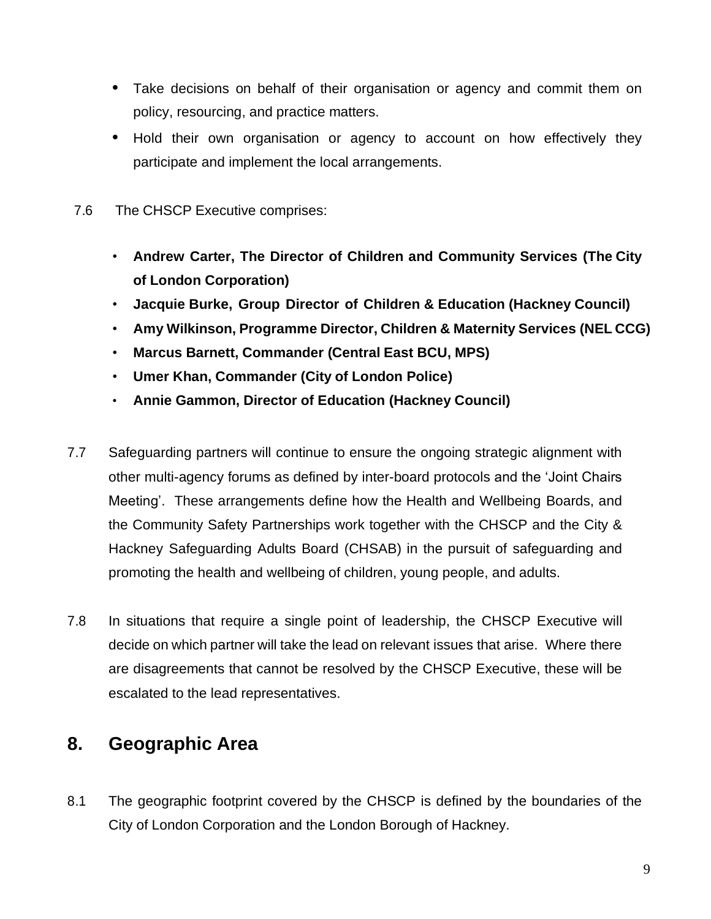- Take decisions on behalf of their organisation or agency and commit them on policy, resourcing, and practice matters.
- Hold their own organisation or agency to account on how effectively they participate and implement the local arrangements.

7.6 The CHSCP Executive comprises:

- **Andrew Carter, The Director of Children and Community Services (The City of London Corporation)**
- **Jacquie Burke, Group Director of Children & Education (Hackney Council)**
- **Amy Wilkinson, Programme Director, Children & Maternity Services (NEL CCG)**
- **Marcus Barnett, Commander (Central East BCU, MPS)**
- **Umer Khan, Commander (City of London Police)**
- **Annie Gammon, Director of Education (Hackney Council)**

7.7 Safeguarding partners will continue to ensure the ongoing strategic alignment with other multi-agency forums as defined by inter-board protocols and the 'Joint Chairs Meeting'. These arrangements define how the Health and Wellbeing Boards, and the Community Safety Partnerships work together with the CHSCP and the City & Hackney Safeguarding Adults Board (CHSAB) in the pursuit of safeguarding and promoting the health and wellbeing of children, young people, and adults.

7.8 In situations that require a single point of leadership, the CHSCP Executive will decide on which partner will take the lead on relevant issues that arise. Where there are disagreements that cannot be resolved by the CHSCP Executive, these will be escalated to the lead representatives.

## 8. Geographic Area

8.1 The geographic footprint covered by the CHSCP is defined by the boundaries of the City of London Corporation and the London Borough of Hackney.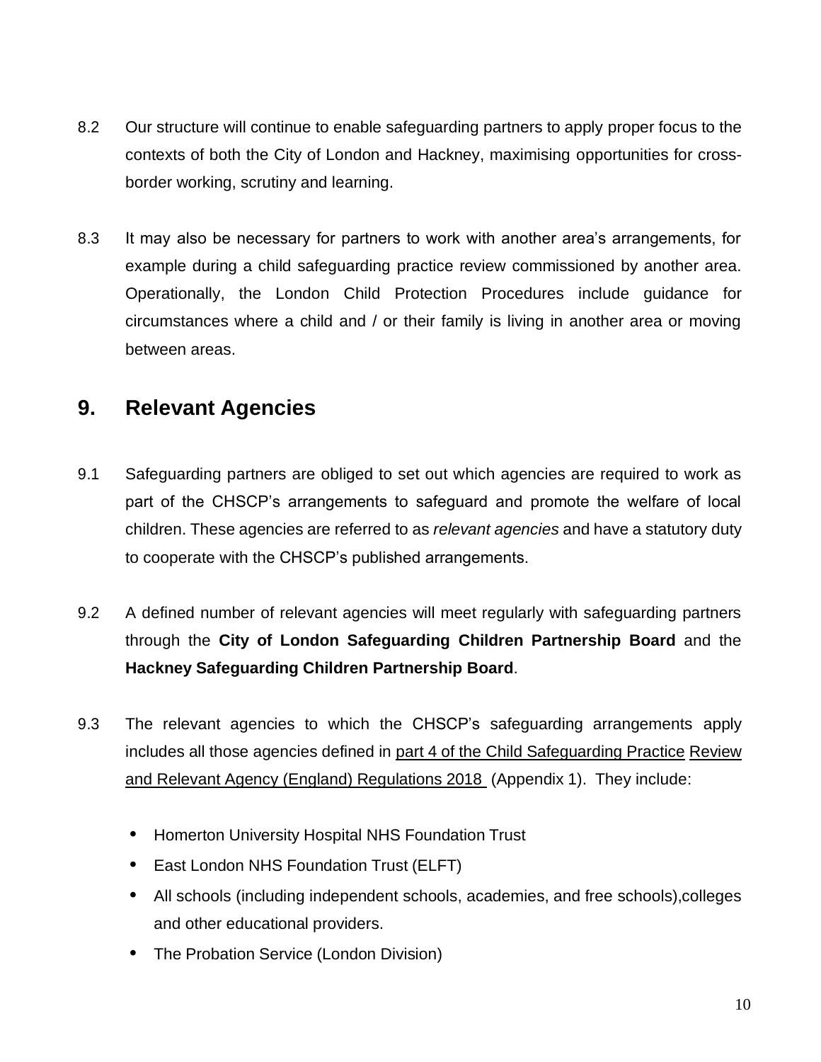8.2 Our structure will continue to enable safeguarding partners to apply proper focus to the contexts of both the City of London and Hackney, maximising opportunities for cross-border working, scrutiny and learning.

8.3 It may also be necessary for partners to work with another area's arrangements, for example during a child safeguarding practice review commissioned by another area. Operationally, the London Child Protection Procedures include guidance for circumstances where a child and / or their family is living in another area or moving between areas.

## 9. Relevant Agencies

9.1 Safeguarding partners are obliged to set out which agencies are required to work as part of the CHSCP's arrangements to safeguard and promote the welfare of local children. These agencies are referred to as *relevant agencies* and have a statutory duty to cooperate with the CHSCP's published arrangements.

9.2 A defined number of relevant agencies will meet regularly with safeguarding partners through the **City of London Safeguarding Children Partnership Board** and the **Hackney Safeguarding Children Partnership Board**.

9.3 The relevant agencies to which the CHSCP's safeguarding arrangements apply includes all those agencies defined in part 4 of the Child Safeguarding Practice Review and Relevant Agency (England) Regulations 2018 (Appendix 1). They include:

- Homerton University Hospital NHS Foundation Trust
- East London NHS Foundation Trust (ELFT)
- All schools (including independent schools, academies, and free schools),colleges and other educational providers.
- The Probation Service (London Division)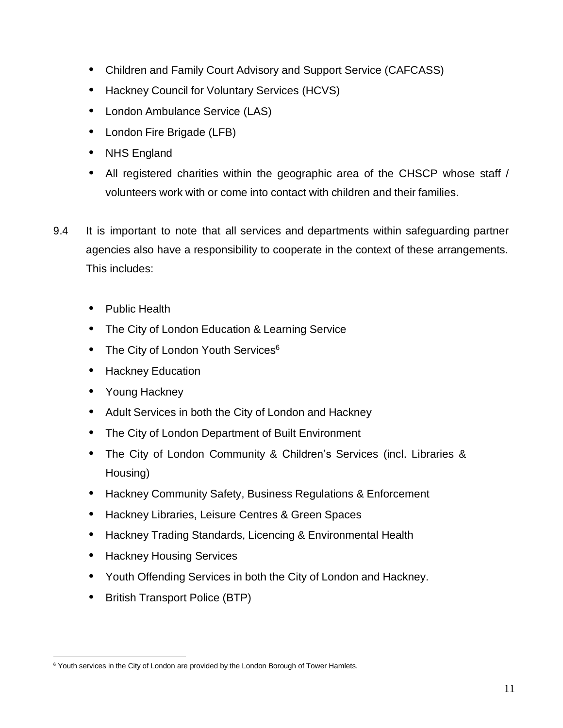- Children and Family Court Advisory and Support Service (CAFCASS)
- Hackney Council for Voluntary Services (HCVS)
- London Ambulance Service (LAS)
- London Fire Brigade (LFB)
- NHS England
- All registered charities within the geographic area of the CHSCP whose staff / volunteers work with or come into contact with children and their families.

9.4 It is important to note that all services and departments within safeguarding partner agencies also have a responsibility to cooperate in the context of these arrangements. This includes:

- Public Health
- The City of London Education & Learning Service
- The City of London Youth Services[6]
- Hackney Education
- Young Hackney
- Adult Services in both the City of London and Hackney
- The City of London Department of Built Environment
- The City of London Community & Children's Services (incl. Libraries & Housing)
- Hackney Community Safety, Business Regulations & Enforcement
- Hackney Libraries, Leisure Centres & Green Spaces
- Hackney Trading Standards, Licencing & Environmental Health
- Hackney Housing Services
- Youth Offending Services in both the City of London and Hackney.
- British Transport Police (BTP)

[6] Youth services in the City of London are provided by the London Borough of Tower Hamlets.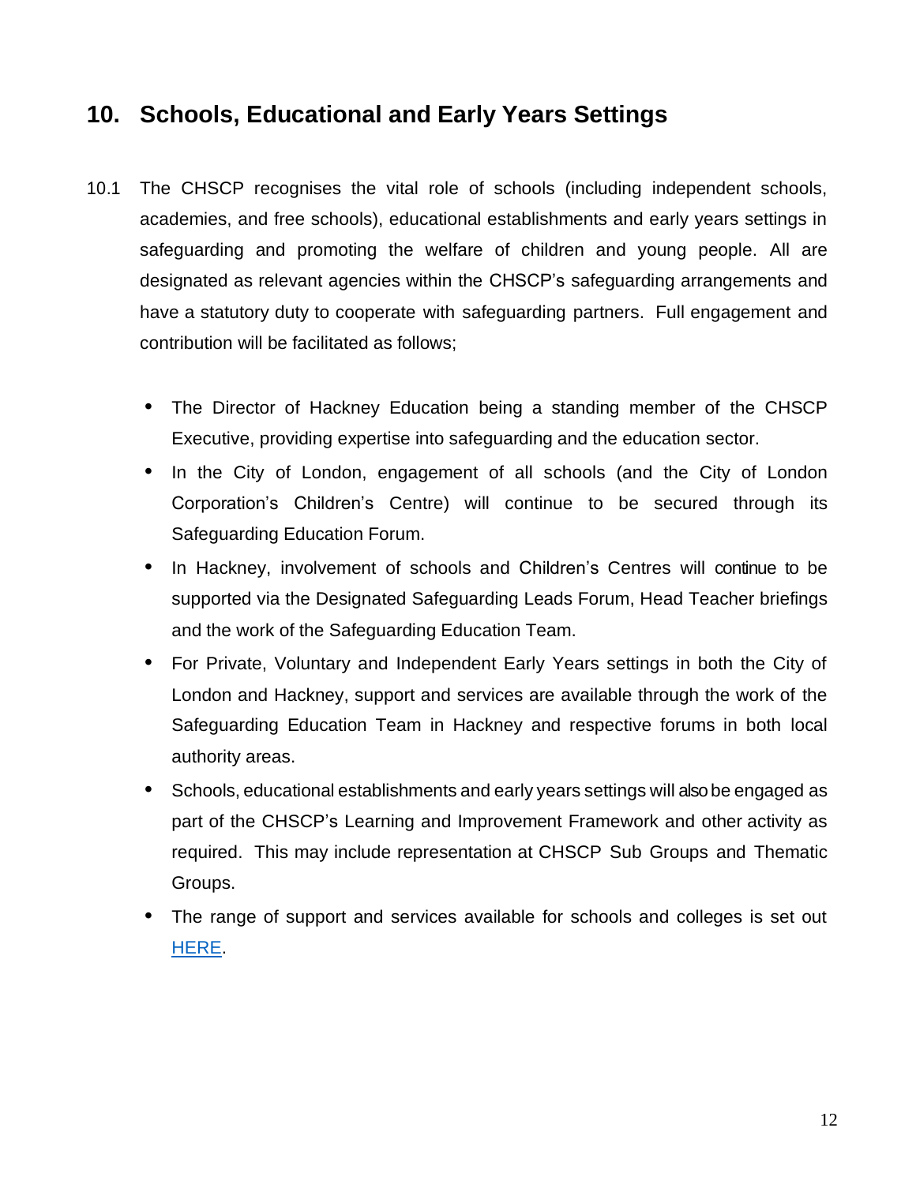## 10. Schools, Educational and Early Years Settings

10.1 The CHSCP recognises the vital role of schools (including independent schools, academies, and free schools), educational establishments and early years settings in safeguarding and promoting the welfare of children and young people. All are designated as relevant agencies within the CHSCP's safeguarding arrangements and have a statutory duty to cooperate with safeguarding partners. Full engagement and contribution will be facilitated as follows;

- The Director of Hackney Education being a standing member of the CHSCP Executive, providing expertise into safeguarding and the education sector.
- In the City of London, engagement of all schools (and the City of London Corporation's Children's Centre) will continue to be secured through its Safeguarding Education Forum.
- In Hackney, involvement of schools and Children's Centres will continue to be supported via the Designated Safeguarding Leads Forum, Head Teacher briefings and the work of the Safeguarding Education Team.
- For Private, Voluntary and Independent Early Years settings in both the City of London and Hackney, support and services are available through the work of the Safeguarding Education Team in Hackney and respective forums in both local authority areas.
- Schools, educational establishments and early years settings will also be engaged as part of the CHSCP's Learning and Improvement Framework and other activity as required. This may include representation at CHSCP Sub Groups and Thematic Groups.
- The range of support and services available for schools and colleges is set out HERE.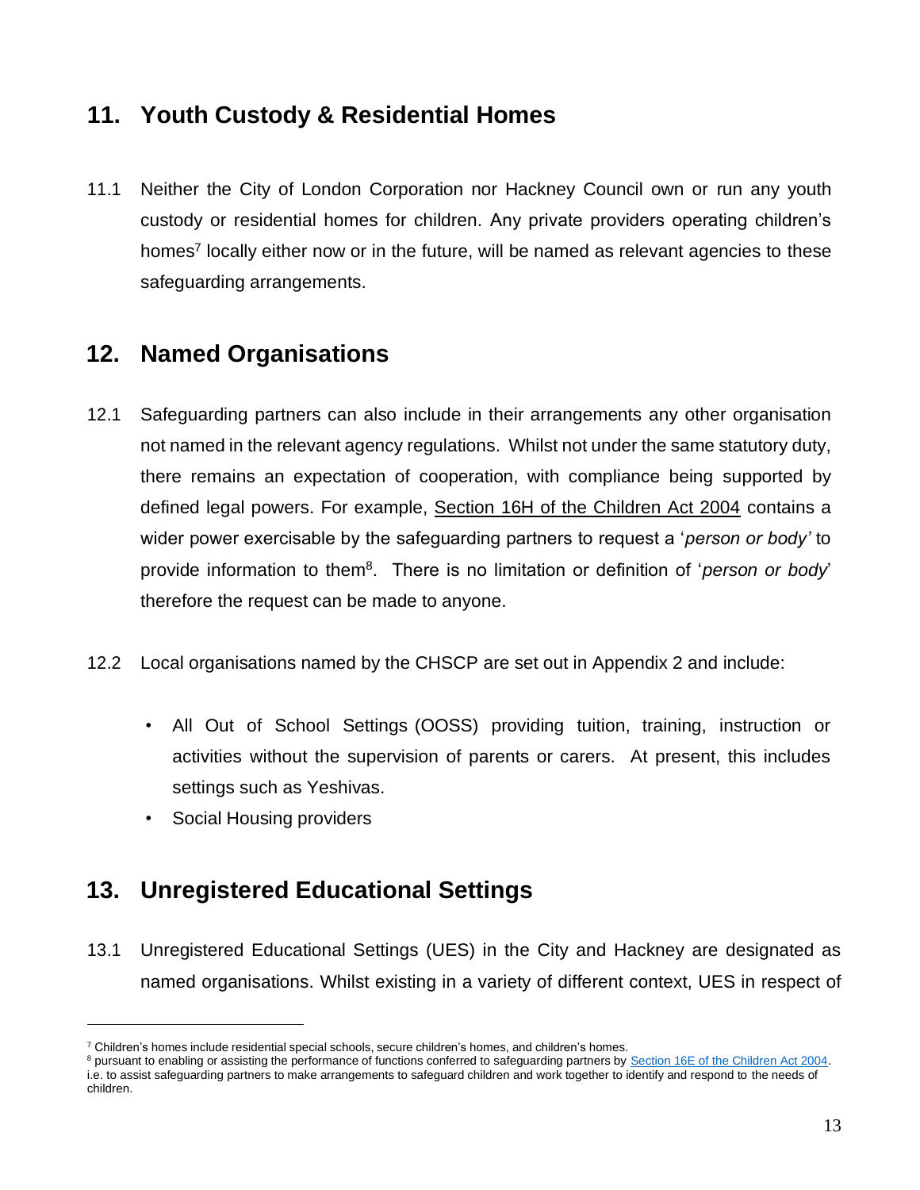## 11. Youth Custody & Residential Homes

11.1 Neither the City of London Corporation nor Hackney Council own or run any youth custody or residential homes for children. Any private providers operating children's homes[7] locally either now or in the future, will be named as relevant agencies to these safeguarding arrangements.

## 12. Named Organisations

12.1 Safeguarding partners can also include in their arrangements any other organisation not named in the relevant agency regulations. Whilst not under the same statutory duty, there remains an expectation of cooperation, with compliance being supported by defined legal powers. For example, Section 16H of the Children Act 2004 contains a wider power exercisable by the safeguarding partners to request a '*person or body'* to provide information to them[8]. There is no limitation or definition of '*person or body*' therefore the request can be made to anyone.

12.2 Local organisations named by the CHSCP are set out in Appendix 2 and include:

- All Out of School Settings (OOSS) providing tuition, training, instruction or activities without the supervision of parents or carers. At present, this includes settings such as Yeshivas.
- Social Housing providers

## 13. Unregistered Educational Settings

13.1 Unregistered Educational Settings (UES) in the City and Hackney are designated as named organisations. Whilst existing in a variety of different context, UES in respect of

[7] Children's homes include residential special schools, secure children's homes, and children's homes.

[8] pursuant to enabling or assisting the performance of functions conferred to safeguarding partners by Section 16E of the Children Act 2004. i.e. to assist safeguarding partners to make arrangements to safeguard children and work together to identify and respond to the needs of children.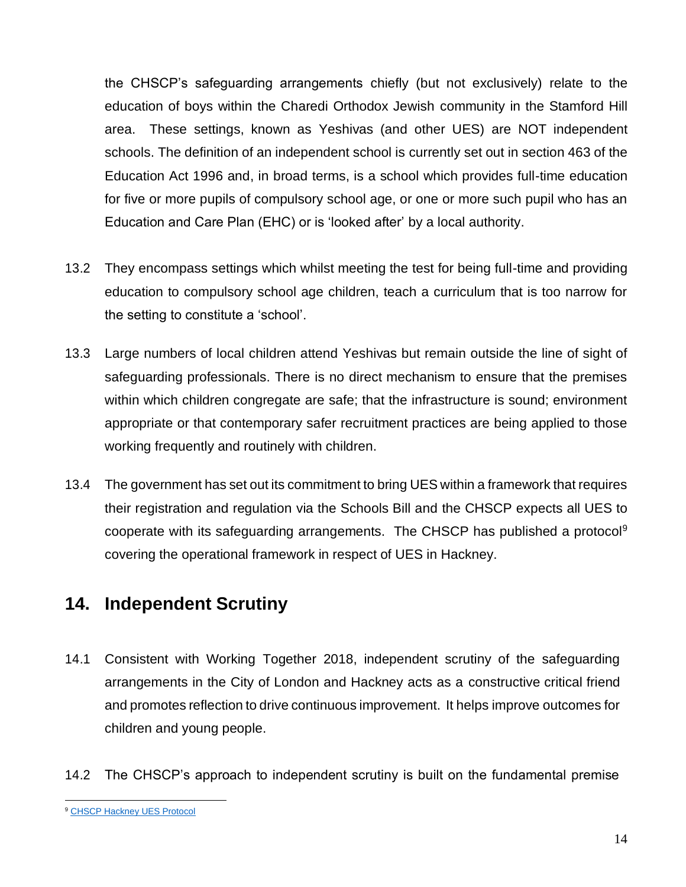the CHSCP's safeguarding arrangements chiefly (but not exclusively) relate to the education of boys within the Charedi Orthodox Jewish community in the Stamford Hill area. These settings, known as Yeshivas (and other UES) are NOT independent schools. The definition of an independent school is currently set out in section 463 of the Education Act 1996 and, in broad terms, is a school which provides full-time education for five or more pupils of compulsory school age, or one or more such pupil who has an Education and Care Plan (EHC) or is 'looked after' by a local authority.

13.2 They encompass settings which whilst meeting the test for being full-time and providing education to compulsory school age children, teach a curriculum that is too narrow for the setting to constitute a 'school'.

13.3 Large numbers of local children attend Yeshivas but remain outside the line of sight of safeguarding professionals. There is no direct mechanism to ensure that the premises within which children congregate are safe; that the infrastructure is sound; environment appropriate or that contemporary safer recruitment practices are being applied to those working frequently and routinely with children.

13.4 The government has set out its commitment to bring UES within a framework that requires their registration and regulation via the Schools Bill and the CHSCP expects all UES to cooperate with its safeguarding arrangements. The CHSCP has published a protocol[9] covering the operational framework in respect of UES in Hackney.

## 14. Independent Scrutiny

14.1 Consistent with Working Together 2018, independent scrutiny of the safeguarding arrangements in the City of London and Hackney acts as a constructive critical friend and promotes reflection to drive continuous improvement. It helps improve outcomes for children and young people.

14.2 The CHSCP's approach to independent scrutiny is built on the fundamental premise

[9] CHSCP Hackney UES Protocol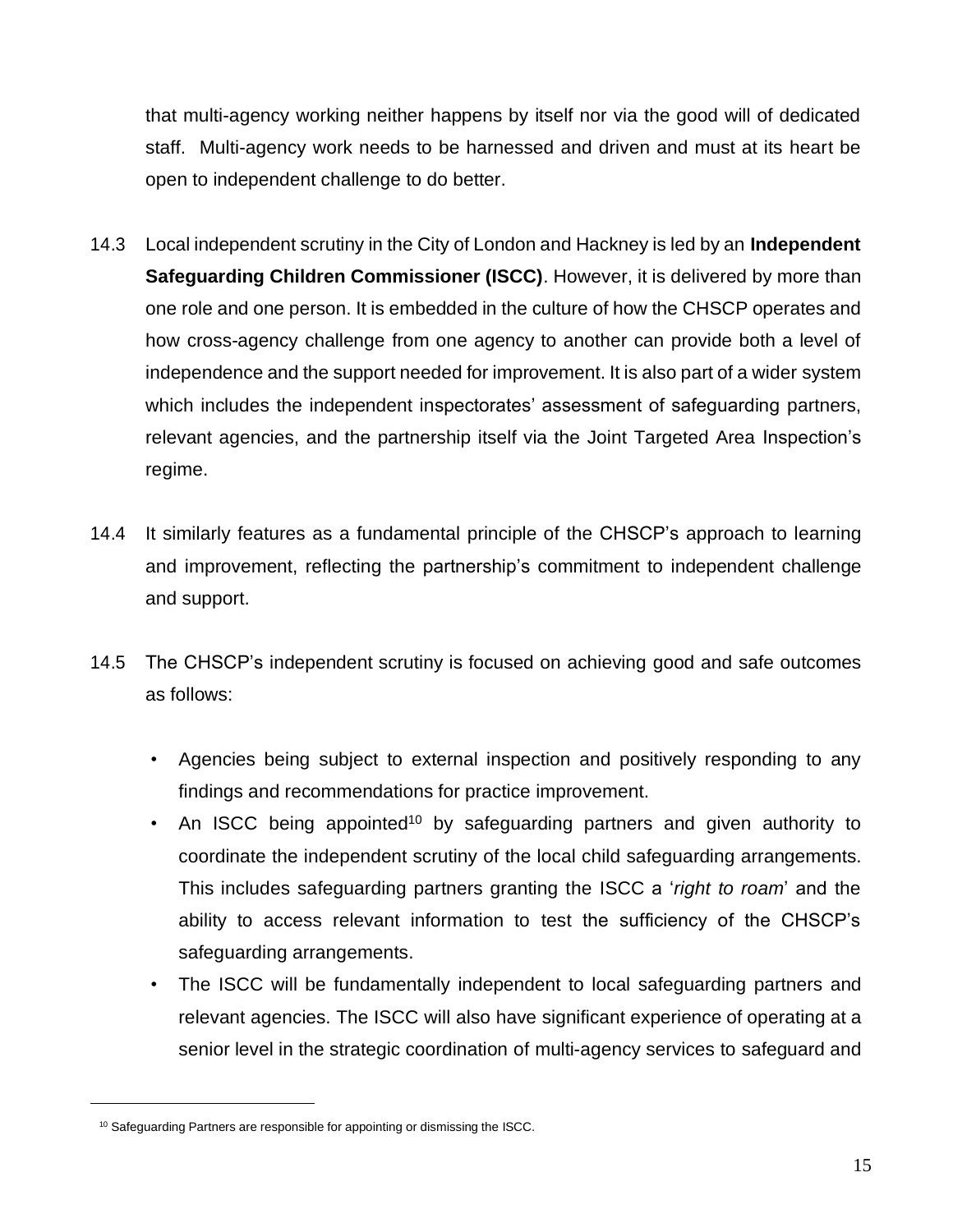that multi-agency working neither happens by itself nor via the good will of dedicated staff. Multi-agency work needs to be harnessed and driven and must at its heart be open to independent challenge to do better.

14.3 Local independent scrutiny in the City of London and Hackney is led by an **Independent Safeguarding Children Commissioner (ISCC)**. However, it is delivered by more than one role and one person. It is embedded in the culture of how the CHSCP operates and how cross-agency challenge from one agency to another can provide both a level of independence and the support needed for improvement. It is also part of a wider system which includes the independent inspectorates' assessment of safeguarding partners, relevant agencies, and the partnership itself via the Joint Targeted Area Inspection's regime.

14.4 It similarly features as a fundamental principle of the CHSCP's approach to learning and improvement, reflecting the partnership's commitment to independent challenge and support.

14.5 The CHSCP's independent scrutiny is focused on achieving good and safe outcomes as follows:

- Agencies being subject to external inspection and positively responding to any findings and recommendations for practice improvement.
- An ISCC being appointed[10] by safeguarding partners and given authority to coordinate the independent scrutiny of the local child safeguarding arrangements. This includes safeguarding partners granting the ISCC a '*right to roam*' and the ability to access relevant information to test the sufficiency of the CHSCP's safeguarding arrangements.
- The ISCC will be fundamentally independent to local safeguarding partners and relevant agencies. The ISCC will also have significant experience of operating at a senior level in the strategic coordination of multi-agency services to safeguard and

[10] Safeguarding Partners are responsible for appointing or dismissing the ISCC.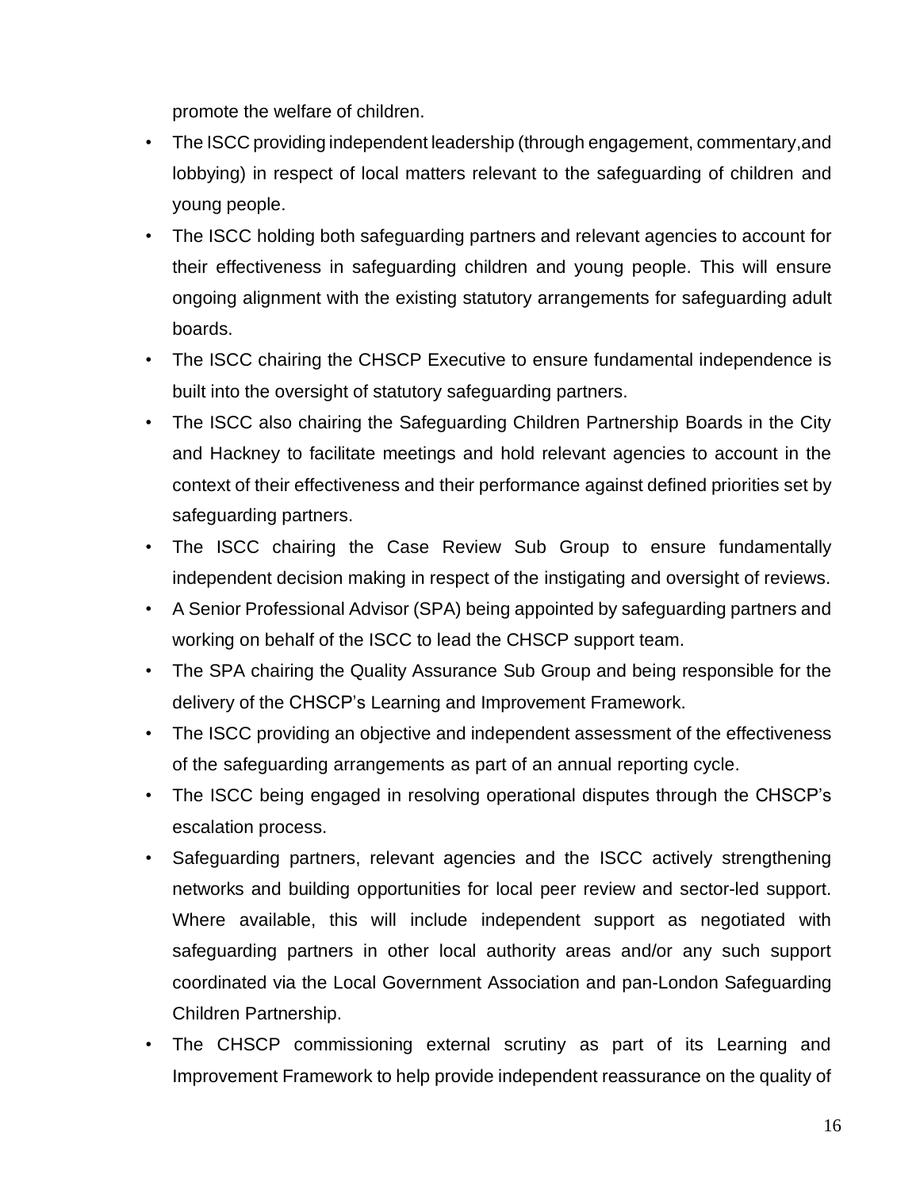promote the welfare of children.

- The ISCC providing independent leadership (through engagement, commentary,and lobbying) in respect of local matters relevant to the safeguarding of children and young people.
- The ISCC holding both safeguarding partners and relevant agencies to account for their effectiveness in safeguarding children and young people. This will ensure ongoing alignment with the existing statutory arrangements for safeguarding adult boards.
- The ISCC chairing the CHSCP Executive to ensure fundamental independence is built into the oversight of statutory safeguarding partners.
- The ISCC also chairing the Safeguarding Children Partnership Boards in the City and Hackney to facilitate meetings and hold relevant agencies to account in the context of their effectiveness and their performance against defined priorities set by safeguarding partners.
- The ISCC chairing the Case Review Sub Group to ensure fundamentally independent decision making in respect of the instigating and oversight of reviews.
- A Senior Professional Advisor (SPA) being appointed by safeguarding partners and working on behalf of the ISCC to lead the CHSCP support team.
- The SPA chairing the Quality Assurance Sub Group and being responsible for the delivery of the CHSCP's Learning and Improvement Framework.
- The ISCC providing an objective and independent assessment of the effectiveness of the safeguarding arrangements as part of an annual reporting cycle.
- The ISCC being engaged in resolving operational disputes through the CHSCP's escalation process.
- Safeguarding partners, relevant agencies and the ISCC actively strengthening networks and building opportunities for local peer review and sector-led support. Where available, this will include independent support as negotiated with safeguarding partners in other local authority areas and/or any such support coordinated via the Local Government Association and pan-London Safeguarding Children Partnership.
- The CHSCP commissioning external scrutiny as part of its Learning and Improvement Framework to help provide independent reassurance on the quality of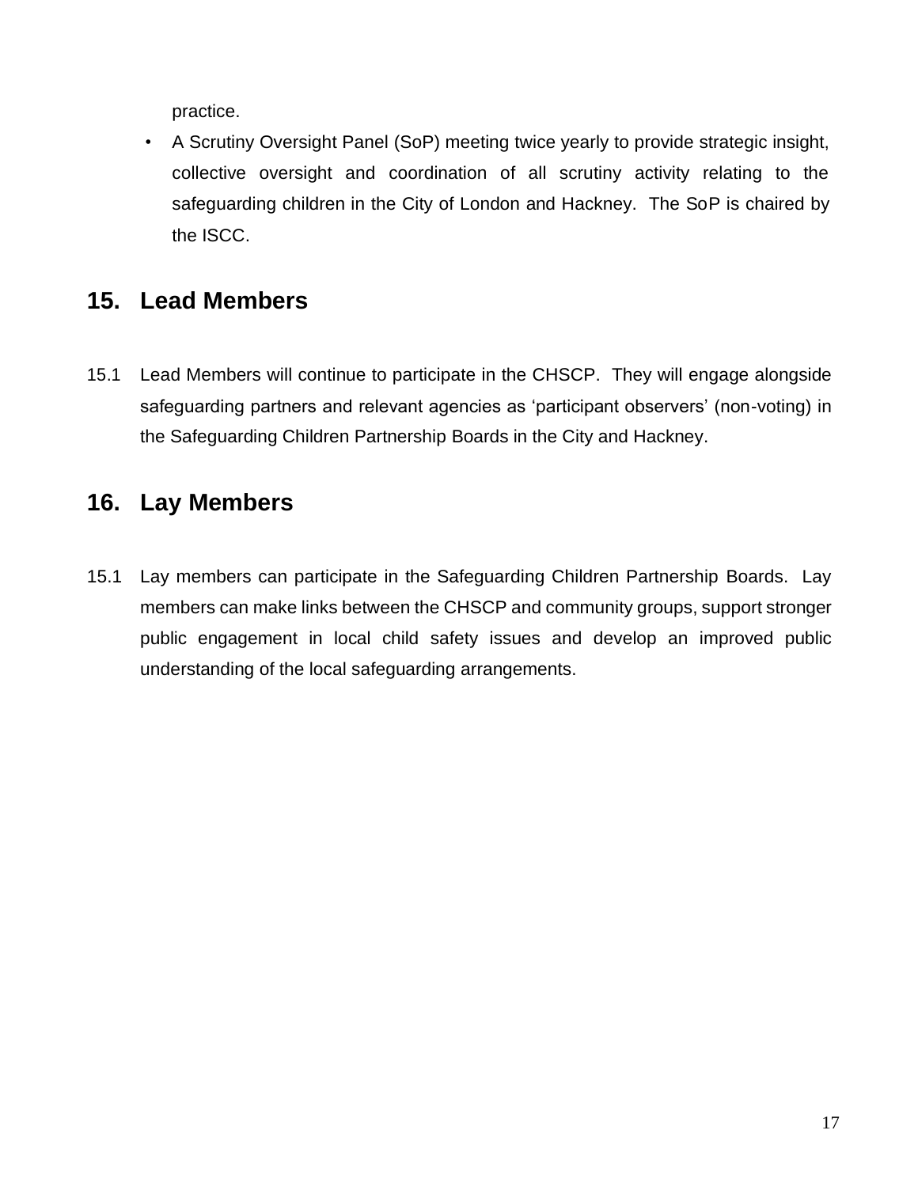practice.

- A Scrutiny Oversight Panel (SoP) meeting twice yearly to provide strategic insight, collective oversight and coordination of all scrutiny activity relating to the safeguarding children in the City of London and Hackney. The SoP is chaired by the ISCC.

## 15. Lead Members

15.1 Lead Members will continue to participate in the CHSCP. They will engage alongside safeguarding partners and relevant agencies as 'participant observers' (non-voting) in the Safeguarding Children Partnership Boards in the City and Hackney.

## 16. Lay Members

15.1 Lay members can participate in the Safeguarding Children Partnership Boards. Lay members can make links between the CHSCP and community groups, support stronger public engagement in local child safety issues and develop an improved public understanding of the local safeguarding arrangements.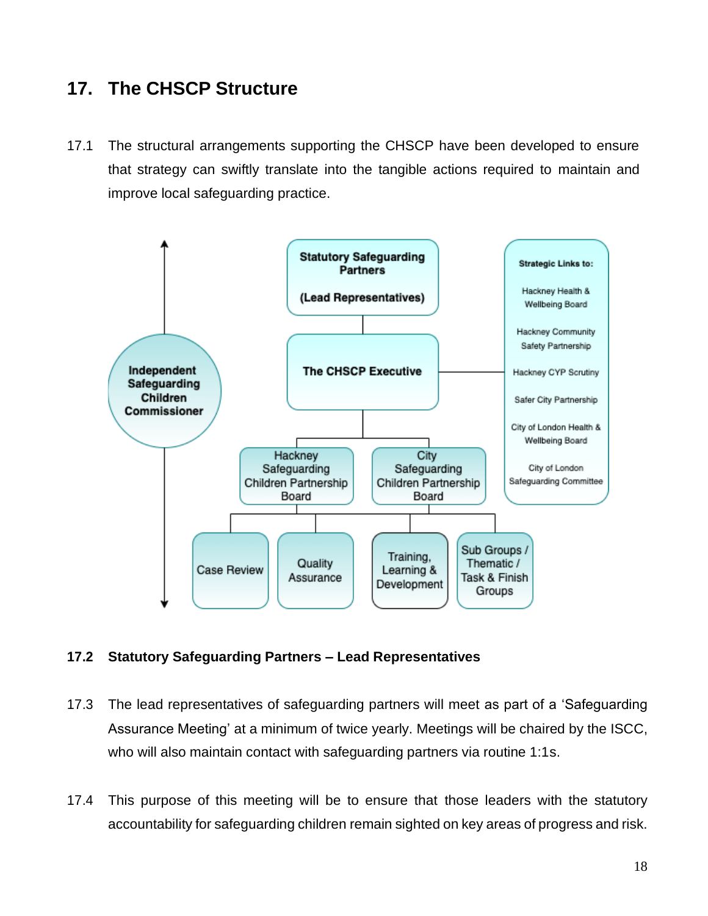## 17. The CHSCP Structure

17.1 The structural arrangements supporting the CHSCP have been developed to ensure that strategy can swiftly translate into the tangible actions required to maintain and improve local safeguarding practice.

**Statutory Safeguarding Partners**

**(Lead Representatives)**

**The CHSCP Executive**

**Independent Safeguarding Children Commissioner**

**Strategic Links to:**

Hackney Health & Wellbeing Board

Hackney Community Safety Partnership

Hackney CYP Scrutiny

Safer City Partnership

City of London Health & Wellbeing Board

City of London Safeguarding Committee

Hackney Safeguarding Children Partnership Board

City Safeguarding Children Partnership Board

Case Review

Quality Assurance

Training, Learning & Development

Sub Groups / Thematic / Task & Finish Groups

### 17.2 Statutory Safeguarding Partners – Lead Representatives

17.3 The lead representatives of safeguarding partners will meet as part of a 'Safeguarding Assurance Meeting' at a minimum of twice yearly. Meetings will be chaired by the ISCC, who will also maintain contact with safeguarding partners via routine 1:1s.

17.4 This purpose of this meeting will be to ensure that those leaders with the statutory accountability for safeguarding children remain sighted on key areas of progress and risk.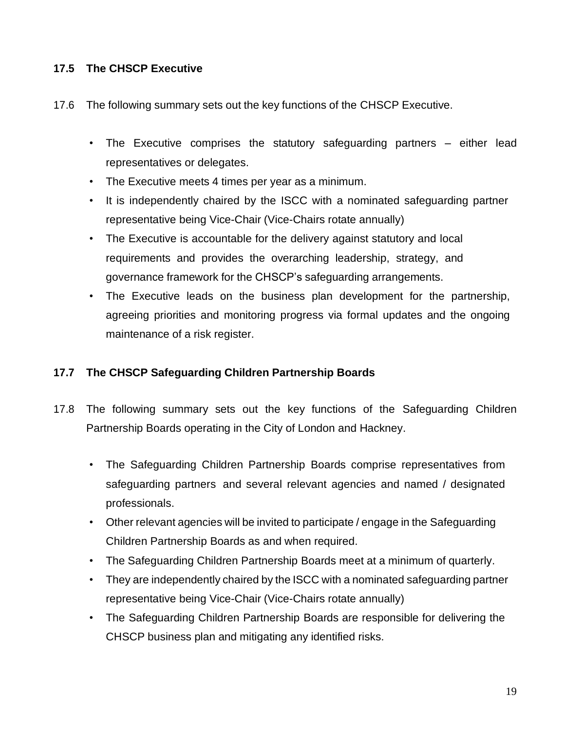### 17.5 The CHSCP Executive

17.6 The following summary sets out the key functions of the CHSCP Executive.

- The Executive comprises the statutory safeguarding partners – either lead representatives or delegates.
- The Executive meets 4 times per year as a minimum.
- It is independently chaired by the ISCC with a nominated safeguarding partner representative being Vice-Chair (Vice-Chairs rotate annually)
- The Executive is accountable for the delivery against statutory and local requirements and provides the overarching leadership, strategy, and governance framework for the CHSCP's safeguarding arrangements.
- The Executive leads on the business plan development for the partnership, agreeing priorities and monitoring progress via formal updates and the ongoing maintenance of a risk register.

### 17.7 The CHSCP Safeguarding Children Partnership Boards

17.8 The following summary sets out the key functions of the Safeguarding Children Partnership Boards operating in the City of London and Hackney.

- The Safeguarding Children Partnership Boards comprise representatives from safeguarding partners and several relevant agencies and named / designated professionals.
- Other relevant agencies will be invited to participate / engage in the Safeguarding Children Partnership Boards as and when required.
- The Safeguarding Children Partnership Boards meet at a minimum of quarterly.
- They are independently chaired by the ISCC with a nominated safeguarding partner representative being Vice-Chair (Vice-Chairs rotate annually)
- The Safeguarding Children Partnership Boards are responsible for delivering the CHSCP business plan and mitigating any identified risks.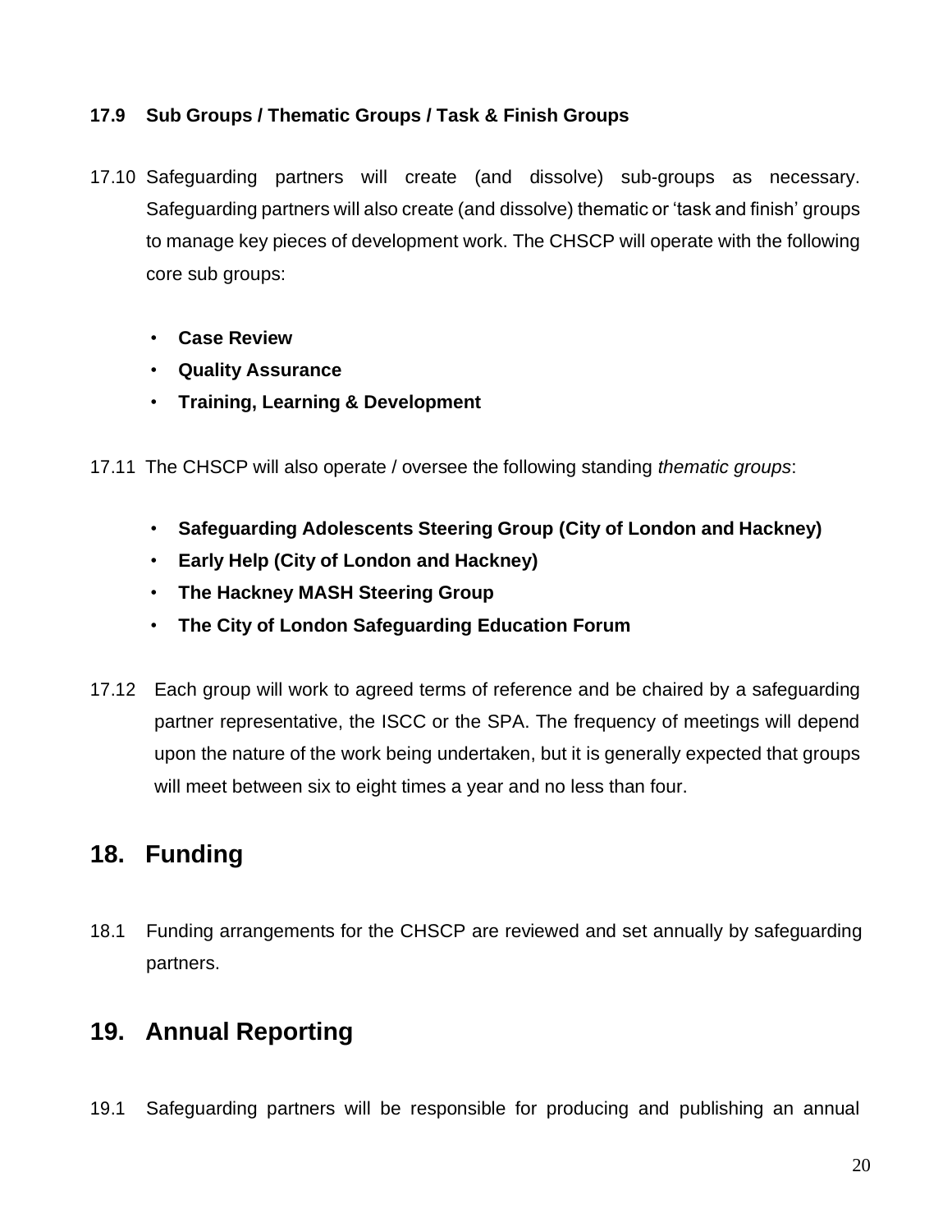**17.9 Sub Groups / Thematic Groups / Task & Finish Groups**

17.10 Safeguarding partners will create (and dissolve) sub-groups as necessary. Safeguarding partners will also create (and dissolve) thematic or 'task and finish' groups to manage key pieces of development work. The CHSCP will operate with the following core sub groups:

- **Case Review**
- **Quality Assurance**
- **Training, Learning & Development**

17.11 The CHSCP will also operate / oversee the following standing *thematic groups*:

- **Safeguarding Adolescents Steering Group (City of London and Hackney)**
- **Early Help (City of London and Hackney)**
- **The Hackney MASH Steering Group**
- **The City of London Safeguarding Education Forum**

17.12 Each group will work to agreed terms of reference and be chaired by a safeguarding partner representative, the ISCC or the SPA. The frequency of meetings will depend upon the nature of the work being undertaken, but it is generally expected that groups will meet between six to eight times a year and no less than four.

## 18. Funding

18.1 Funding arrangements for the CHSCP are reviewed and set annually by safeguarding partners.

## 19. Annual Reporting

19.1 Safeguarding partners will be responsible for producing and publishing an annual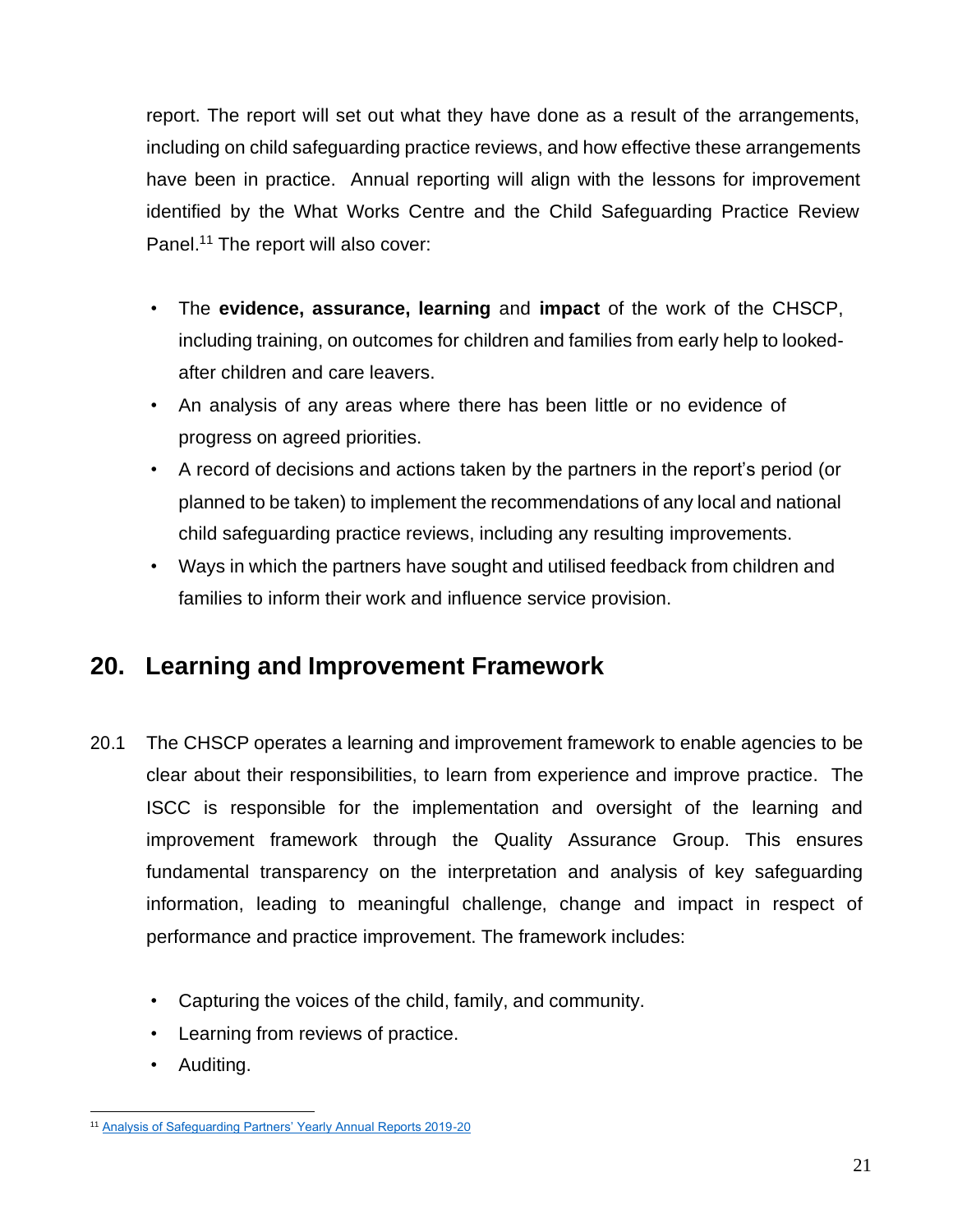report. The report will set out what they have done as a result of the arrangements, including on child safeguarding practice reviews, and how effective these arrangements have been in practice. Annual reporting will align with the lessons for improvement identified by the What Works Centre and the Child Safeguarding Practice Review Panel.[11] The report will also cover:

- The **evidence, assurance, learning** and **impact** of the work of the CHSCP, including training, on outcomes for children and families from early help to looked-after children and care leavers.
- An analysis of any areas where there has been little or no evidence of progress on agreed priorities.
- A record of decisions and actions taken by the partners in the report's period (or planned to be taken) to implement the recommendations of any local and national child safeguarding practice reviews, including any resulting improvements.
- Ways in which the partners have sought and utilised feedback from children and families to inform their work and influence service provision.

## 20. Learning and Improvement Framework

20.1 The CHSCP operates a learning and improvement framework to enable agencies to be clear about their responsibilities, to learn from experience and improve practice. The ISCC is responsible for the implementation and oversight of the learning and improvement framework through the Quality Assurance Group. This ensures fundamental transparency on the interpretation and analysis of key safeguarding information, leading to meaningful challenge, change and impact in respect of performance and practice improvement. The framework includes:

- Capturing the voices of the child, family, and community.
- Learning from reviews of practice.
- Auditing.

[11] Analysis of Safeguarding Partners' Yearly Annual Reports 2019-20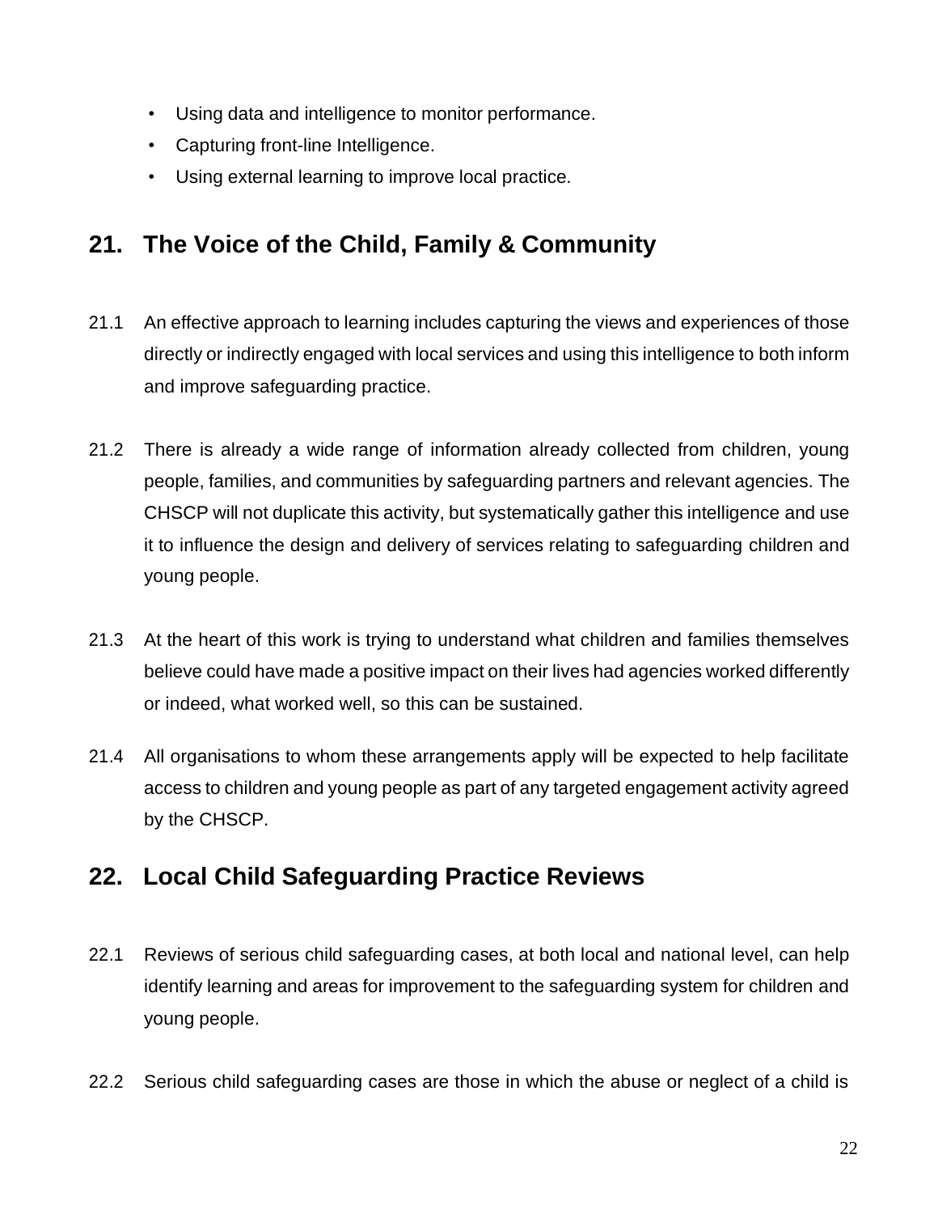- Using data and intelligence to monitor performance.
- Capturing front-line Intelligence.
- Using external learning to improve local practice.

## 21. The Voice of the Child, Family & Community

21.1 An effective approach to learning includes capturing the views and experiences of those directly or indirectly engaged with local services and using this intelligence to both inform and improve safeguarding practice.

21.2 There is already a wide range of information already collected from children, young people, families, and communities by safeguarding partners and relevant agencies. The CHSCP will not duplicate this activity, but systematically gather this intelligence and use it to influence the design and delivery of services relating to safeguarding children and young people.

21.3 At the heart of this work is trying to understand what children and families themselves believe could have made a positive impact on their lives had agencies worked differently or indeed, what worked well, so this can be sustained.

21.4 All organisations to whom these arrangements apply will be expected to help facilitate access to children and young people as part of any targeted engagement activity agreed by the CHSCP.

## 22. Local Child Safeguarding Practice Reviews

22.1 Reviews of serious child safeguarding cases, at both local and national level, can help identify learning and areas for improvement to the safeguarding system for children and young people.

22.2 Serious child safeguarding cases are those in which the abuse or neglect of a child is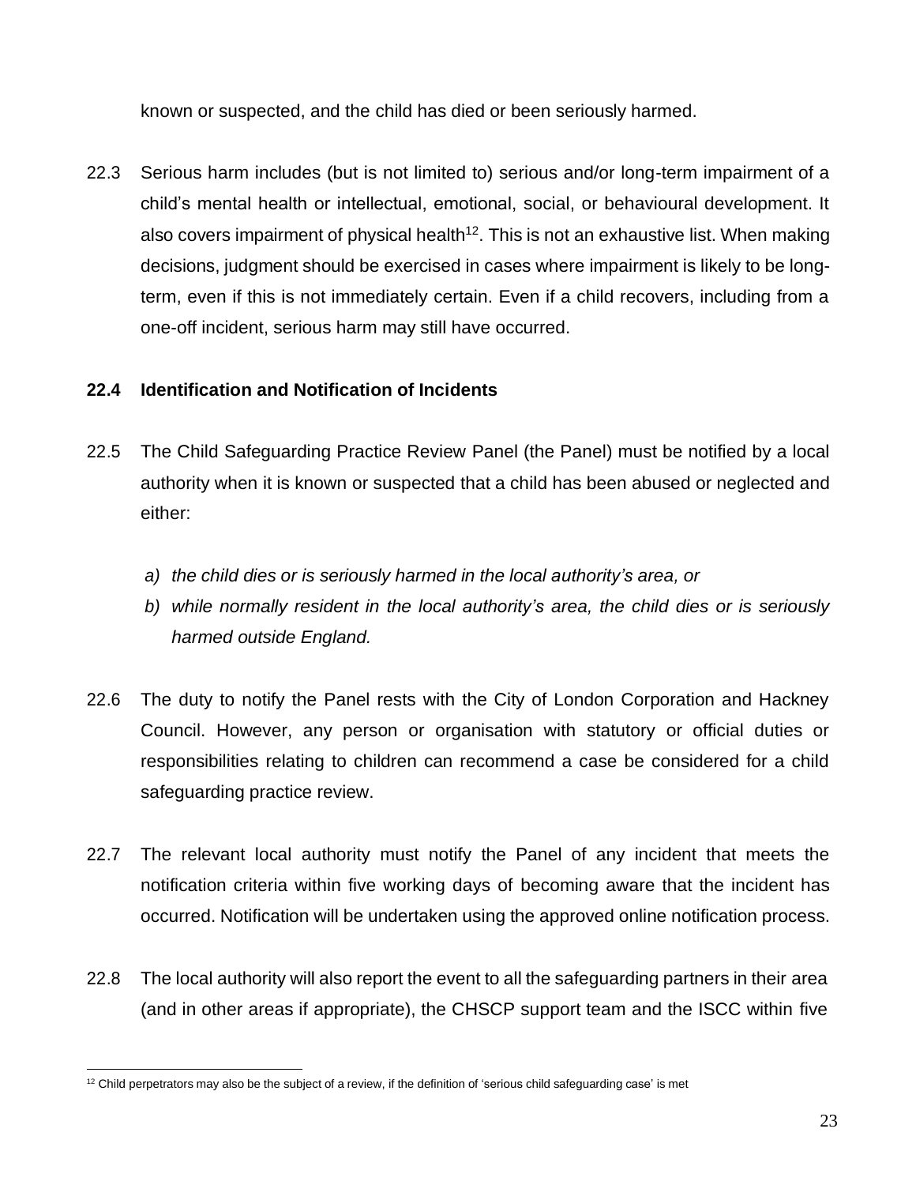known or suspected, and the child has died or been seriously harmed.

22.3 Serious harm includes (but is not limited to) serious and/or long-term impairment of a child's mental health or intellectual, emotional, social, or behavioural development. It also covers impairment of physical health[12]. This is not an exhaustive list. When making decisions, judgment should be exercised in cases where impairment is likely to be long-term, even if this is not immediately certain. Even if a child recovers, including from a one-off incident, serious harm may still have occurred.

**22.4 Identification and Notification of Incidents**

22.5 The Child Safeguarding Practice Review Panel (the Panel) must be notified by a local authority when it is known or suspected that a child has been abused or neglected and either:

*a) the child dies or is seriously harmed in the local authority's area, or*

*b) while normally resident in the local authority's area, the child dies or is seriously harmed outside England.*

22.6 The duty to notify the Panel rests with the City of London Corporation and Hackney Council. However, any person or organisation with statutory or official duties or responsibilities relating to children can recommend a case be considered for a child safeguarding practice review.

22.7 The relevant local authority must notify the Panel of any incident that meets the notification criteria within five working days of becoming aware that the incident has occurred. Notification will be undertaken using the approved online notification process.

22.8 The local authority will also report the event to all the safeguarding partners in their area (and in other areas if appropriate), the CHSCP support team and the ISCC within five

[12] Child perpetrators may also be the subject of a review, if the definition of 'serious child safeguarding case' is met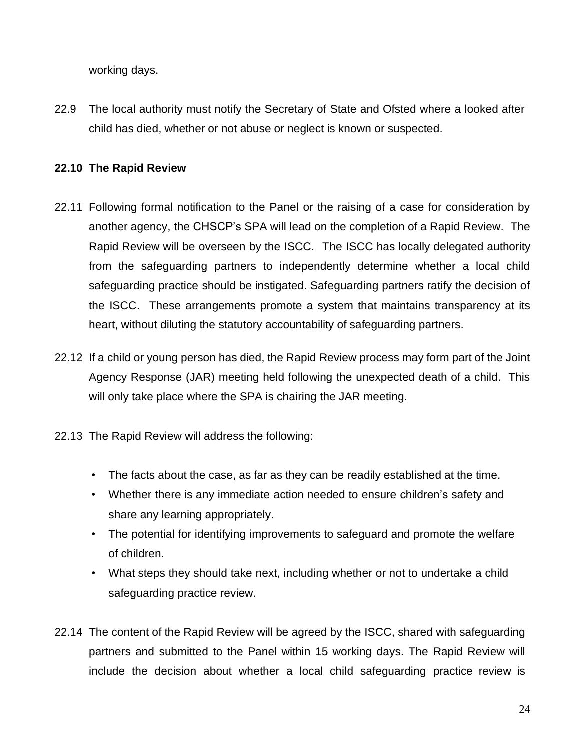working days.

22.9 The local authority must notify the Secretary of State and Ofsted where a looked after child has died, whether or not abuse or neglect is known or suspected.

**22.10 The Rapid Review**

22.11 Following formal notification to the Panel or the raising of a case for consideration by another agency, the CHSCP's SPA will lead on the completion of a Rapid Review. The Rapid Review will be overseen by the ISCC. The ISCC has locally delegated authority from the safeguarding partners to independently determine whether a local child safeguarding practice should be instigated. Safeguarding partners ratify the decision of the ISCC. These arrangements promote a system that maintains transparency at its heart, without diluting the statutory accountability of safeguarding partners.

22.12 If a child or young person has died, the Rapid Review process may form part of the Joint Agency Response (JAR) meeting held following the unexpected death of a child. This will only take place where the SPA is chairing the JAR meeting.

22.13 The Rapid Review will address the following:

- The facts about the case, as far as they can be readily established at the time.
- Whether there is any immediate action needed to ensure children's safety and share any learning appropriately.
- The potential for identifying improvements to safeguard and promote the welfare of children.
- What steps they should take next, including whether or not to undertake a child safeguarding practice review.

22.14 The content of the Rapid Review will be agreed by the ISCC, shared with safeguarding partners and submitted to the Panel within 15 working days. The Rapid Review will include the decision about whether a local child safeguarding practice review is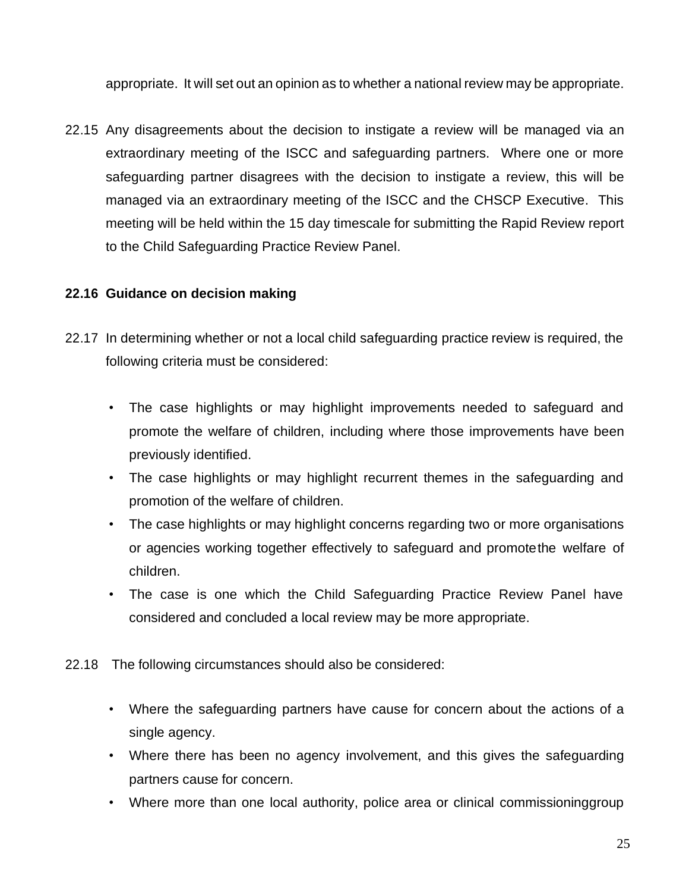appropriate. It will set out an opinion as to whether a national review may be appropriate.

22.15 Any disagreements about the decision to instigate a review will be managed via an extraordinary meeting of the ISCC and safeguarding partners. Where one or more safeguarding partner disagrees with the decision to instigate a review, this will be managed via an extraordinary meeting of the ISCC and the CHSCP Executive. This meeting will be held within the 15 day timescale for submitting the Rapid Review report to the Child Safeguarding Practice Review Panel.

**22.16 Guidance on decision making**

22.17 In determining whether or not a local child safeguarding practice review is required, the following criteria must be considered:

- The case highlights or may highlight improvements needed to safeguard and promote the welfare of children, including where those improvements have been previously identified.
- The case highlights or may highlight recurrent themes in the safeguarding and promotion of the welfare of children.
- The case highlights or may highlight concerns regarding two or more organisations or agencies working together effectively to safeguard and promote the welfare of children.
- The case is one which the Child Safeguarding Practice Review Panel have considered and concluded a local review may be more appropriate.

22.18 The following circumstances should also be considered:

- Where the safeguarding partners have cause for concern about the actions of a single agency.
- Where there has been no agency involvement, and this gives the safeguarding partners cause for concern.
- Where more than one local authority, police area or clinical commissioning group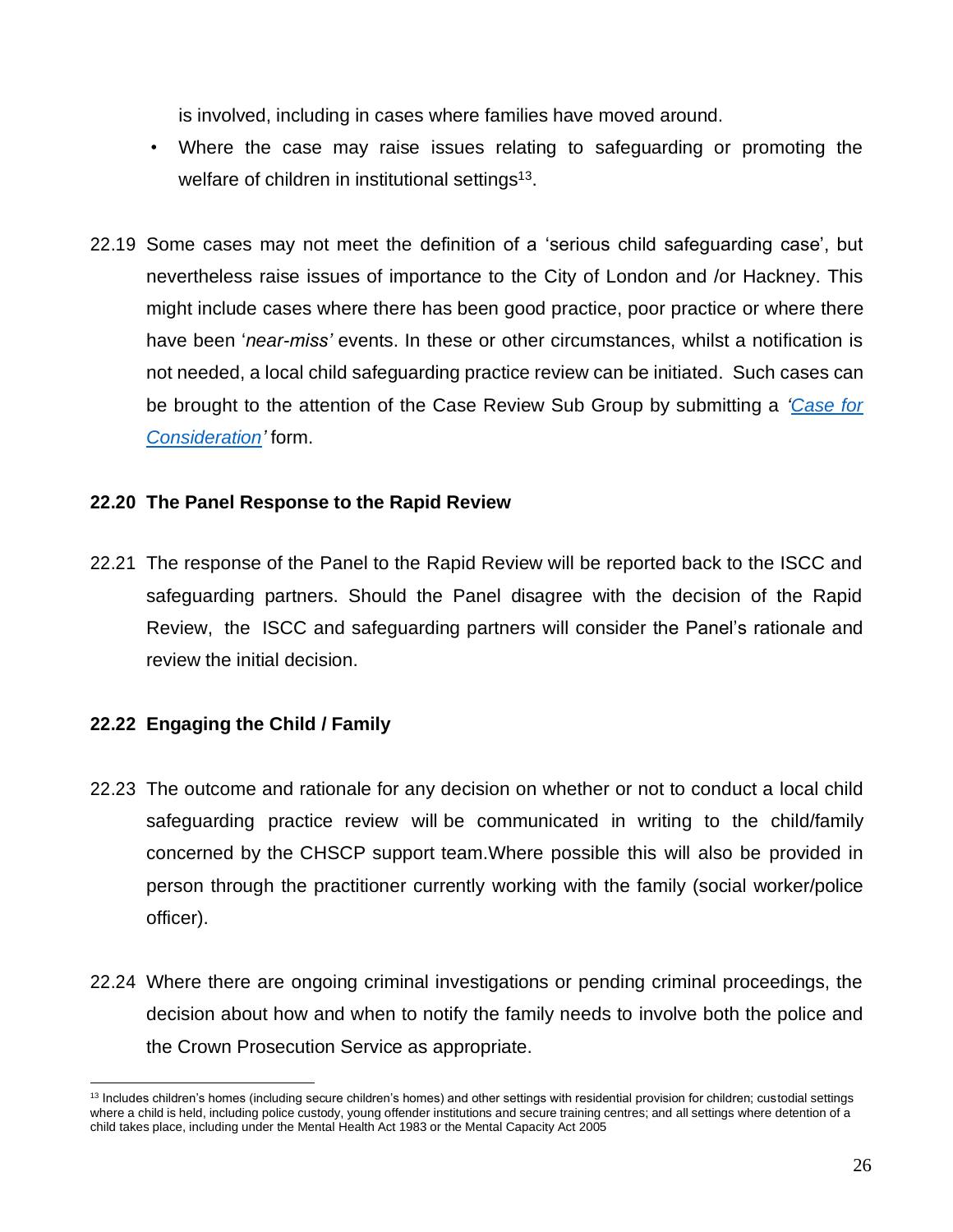is involved, including in cases where families have moved around.

- Where the case may raise issues relating to safeguarding or promoting the welfare of children in institutional settings[13].

22.19 Some cases may not meet the definition of a 'serious child safeguarding case', but nevertheless raise issues of importance to the City of London and /or Hackney. This might include cases where there has been good practice, poor practice or where there have been '*near-miss'* events. In these or other circumstances, whilst a notification is not needed, a local child safeguarding practice review can be initiated. Such cases can be brought to the attention of the Case Review Sub Group by submitting a *'Case for Consideration'* form.

**22.20 The Panel Response to the Rapid Review**

22.21 The response of the Panel to the Rapid Review will be reported back to the ISCC and safeguarding partners. Should the Panel disagree with the decision of the Rapid Review, the ISCC and safeguarding partners will consider the Panel's rationale and review the initial decision.

**22.22 Engaging the Child / Family**

22.23 The outcome and rationale for any decision on whether or not to conduct a local child safeguarding practice review will be communicated in writing to the child/family concerned by the CHSCP support team.Where possible this will also be provided in person through the practitioner currently working with the family (social worker/police officer).

22.24 Where there are ongoing criminal investigations or pending criminal proceedings, the decision about how and when to notify the family needs to involve both the police and the Crown Prosecution Service as appropriate.

[13] Includes children's homes (including secure children's homes) and other settings with residential provision for children; custodial settings where a child is held, including police custody, young offender institutions and secure training centres; and all settings where detention of a child takes place, including under the Mental Health Act 1983 or the Mental Capacity Act 2005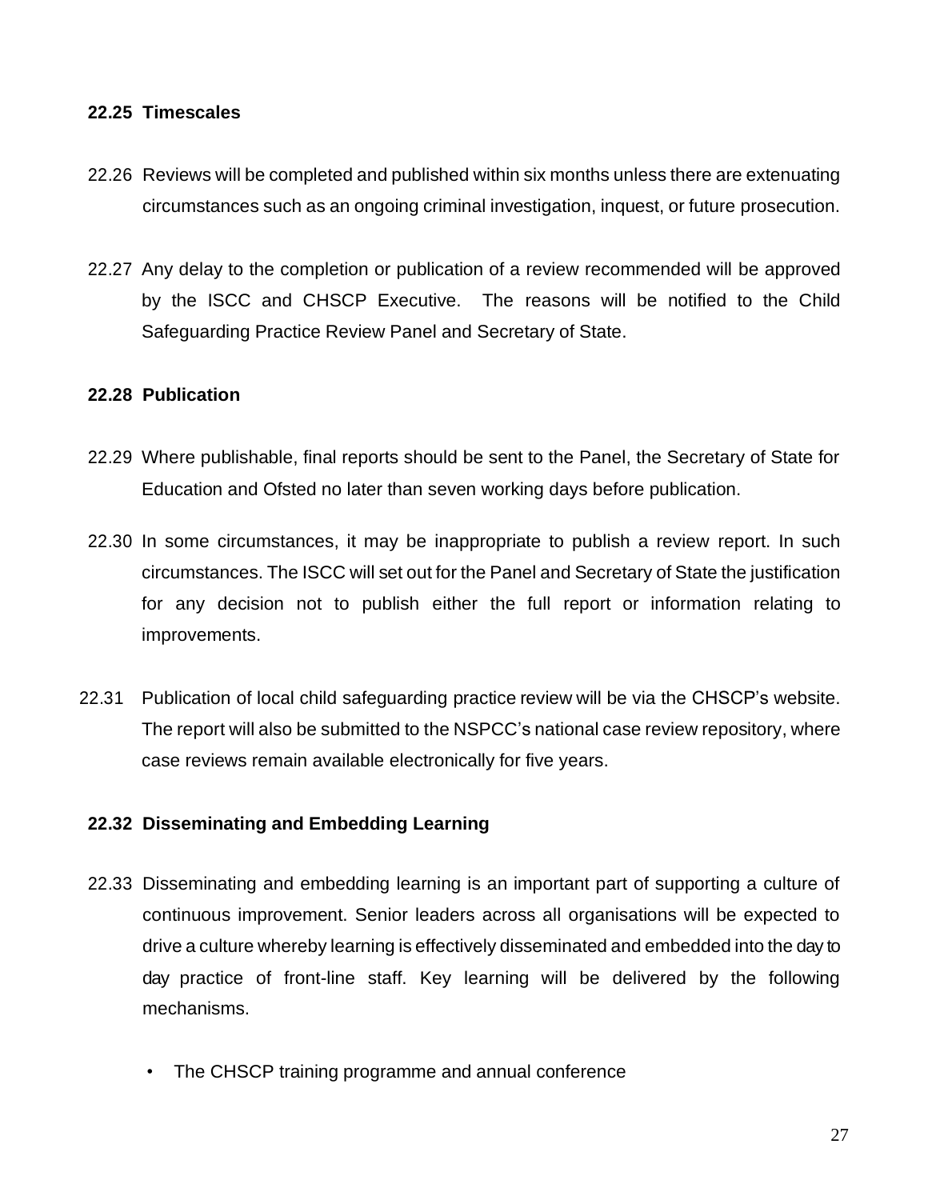**22.25 Timescales**

22.26 Reviews will be completed and published within six months unless there are extenuating circumstances such as an ongoing criminal investigation, inquest, or future prosecution.

22.27 Any delay to the completion or publication of a review recommended will be approved by the ISCC and CHSCP Executive. The reasons will be notified to the Child Safeguarding Practice Review Panel and Secretary of State.

**22.28 Publication**

22.29 Where publishable, final reports should be sent to the Panel, the Secretary of State for Education and Ofsted no later than seven working days before publication.

22.30 In some circumstances, it may be inappropriate to publish a review report. In such circumstances. The ISCC will set out for the Panel and Secretary of State the justification for any decision not to publish either the full report or information relating to improvements.

22.31 Publication of local child safeguarding practice review will be via the CHSCP's website. The report will also be submitted to the NSPCC's national case review repository, where case reviews remain available electronically for five years.

**22.32 Disseminating and Embedding Learning**

22.33 Disseminating and embedding learning is an important part of supporting a culture of continuous improvement. Senior leaders across all organisations will be expected to drive a culture whereby learning is effectively disseminated and embedded into the day to day practice of front-line staff. Key learning will be delivered by the following mechanisms.

- The CHSCP training programme and annual conference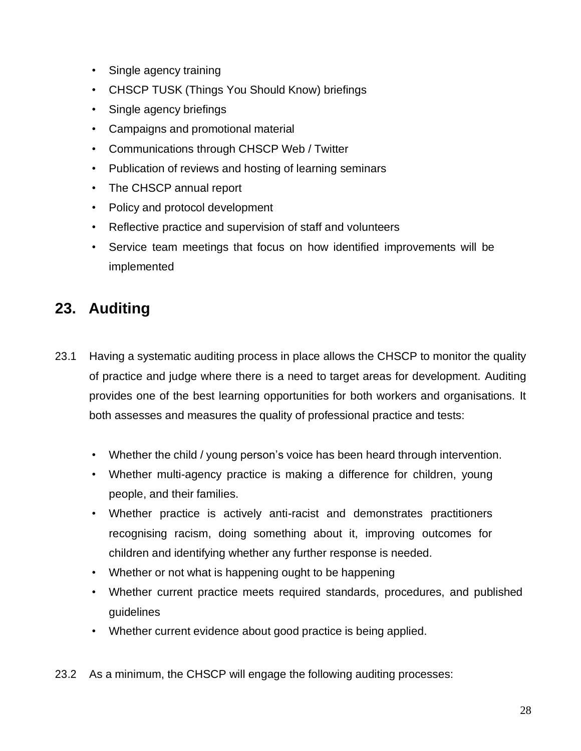- Single agency training
- CHSCP TUSK (Things You Should Know) briefings
- Single agency briefings
- Campaigns and promotional material
- Communications through CHSCP Web / Twitter
- Publication of reviews and hosting of learning seminars
- The CHSCP annual report
- Policy and protocol development
- Reflective practice and supervision of staff and volunteers
- Service team meetings that focus on how identified improvements will be implemented

## 23. Auditing

23.1 Having a systematic auditing process in place allows the CHSCP to monitor the quality of practice and judge where there is a need to target areas for development. Auditing provides one of the best learning opportunities for both workers and organisations. It both assesses and measures the quality of professional practice and tests:

- Whether the child / young person's voice has been heard through intervention.
- Whether multi-agency practice is making a difference for children, young people, and their families.
- Whether practice is actively anti-racist and demonstrates practitioners recognising racism, doing something about it, improving outcomes for children and identifying whether any further response is needed.
- Whether or not what is happening ought to be happening
- Whether current practice meets required standards, procedures, and published guidelines
- Whether current evidence about good practice is being applied.

23.2 As a minimum, the CHSCP will engage the following auditing processes: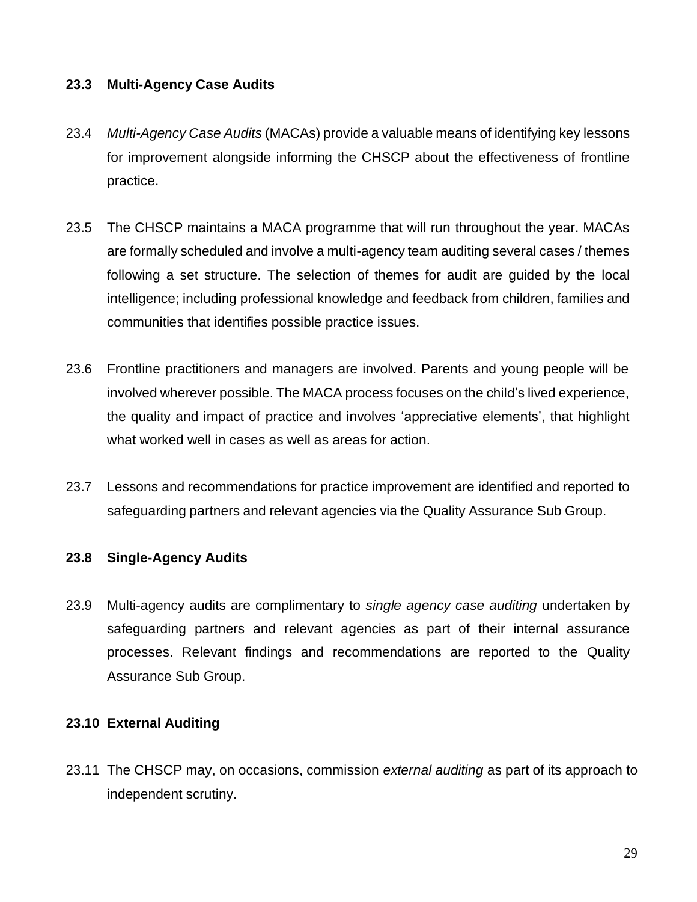### 23.3 Multi-Agency Case Audits

23.4 *Multi-Agency Case Audits* (MACAs) provide a valuable means of identifying key lessons for improvement alongside informing the CHSCP about the effectiveness of frontline practice.

23.5 The CHSCP maintains a MACA programme that will run throughout the year. MACAs are formally scheduled and involve a multi-agency team auditing several cases / themes following a set structure. The selection of themes for audit are guided by the local intelligence; including professional knowledge and feedback from children, families and communities that identifies possible practice issues.

23.6 Frontline practitioners and managers are involved. Parents and young people will be involved wherever possible. The MACA process focuses on the child's lived experience, the quality and impact of practice and involves 'appreciative elements', that highlight what worked well in cases as well as areas for action.

23.7 Lessons and recommendations for practice improvement are identified and reported to safeguarding partners and relevant agencies via the Quality Assurance Sub Group.

### 23.8 Single-Agency Audits

23.9 Multi-agency audits are complimentary to *single agency case auditing* undertaken by safeguarding partners and relevant agencies as part of their internal assurance processes. Relevant findings and recommendations are reported to the Quality Assurance Sub Group.

### 23.10 External Auditing

23.11 The CHSCP may, on occasions, commission *external auditing* as part of its approach to independent scrutiny.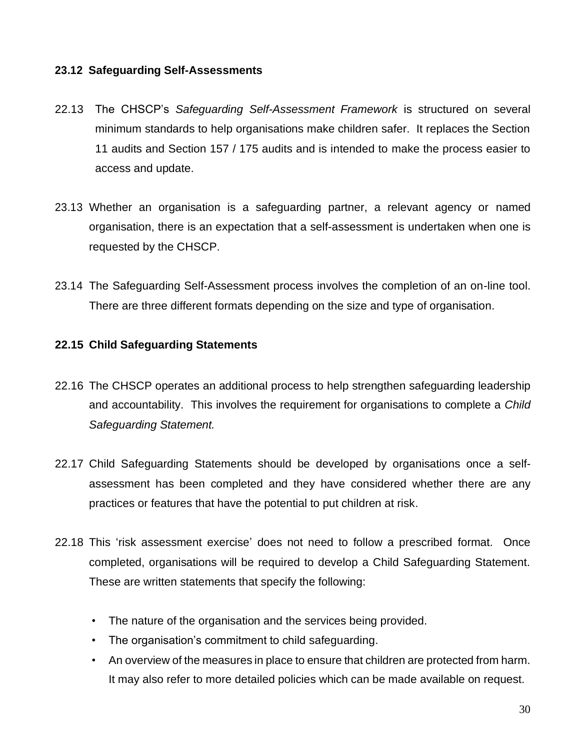**23.12 Safeguarding Self-Assessments**

22.13 The CHSCP's *Safeguarding Self-Assessment Framework* is structured on several minimum standards to help organisations make children safer. It replaces the Section 11 audits and Section 157 / 175 audits and is intended to make the process easier to access and update.

23.13 Whether an organisation is a safeguarding partner, a relevant agency or named organisation, there is an expectation that a self-assessment is undertaken when one is requested by the CHSCP.

23.14 The Safeguarding Self-Assessment process involves the completion of an on-line tool. There are three different formats depending on the size and type of organisation.

**22.15 Child Safeguarding Statements**

22.16 The CHSCP operates an additional process to help strengthen safeguarding leadership and accountability. This involves the requirement for organisations to complete a *Child Safeguarding Statement.*

22.17 Child Safeguarding Statements should be developed by organisations once a self-assessment has been completed and they have considered whether there are any practices or features that have the potential to put children at risk.

22.18 This 'risk assessment exercise' does not need to follow a prescribed format. Once completed, organisations will be required to develop a Child Safeguarding Statement. These are written statements that specify the following:

- The nature of the organisation and the services being provided.
- The organisation's commitment to child safeguarding.
- An overview of the measures in place to ensure that children are protected from harm. It may also refer to more detailed policies which can be made available on request.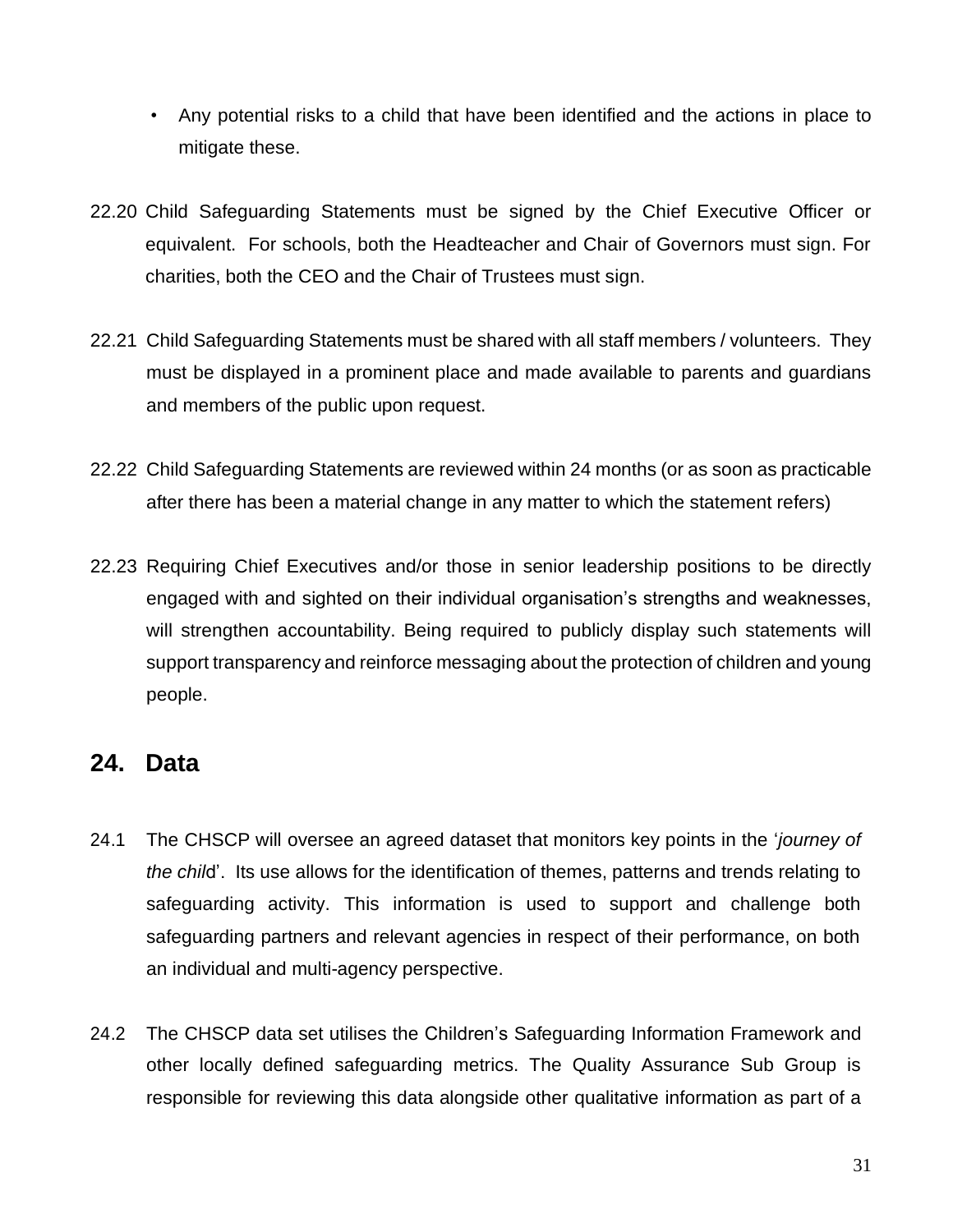- Any potential risks to a child that have been identified and the actions in place to mitigate these.

22.20 Child Safeguarding Statements must be signed by the Chief Executive Officer or equivalent. For schools, both the Headteacher and Chair of Governors must sign. For charities, both the CEO and the Chair of Trustees must sign.

22.21 Child Safeguarding Statements must be shared with all staff members / volunteers. They must be displayed in a prominent place and made available to parents and guardians and members of the public upon request.

22.22 Child Safeguarding Statements are reviewed within 24 months (or as soon as practicable after there has been a material change in any matter to which the statement refers)

22.23 Requiring Chief Executives and/or those in senior leadership positions to be directly engaged with and sighted on their individual organisation's strengths and weaknesses, will strengthen accountability. Being required to publicly display such statements will support transparency and reinforce messaging about the protection of children and young people.

## 24. Data

24.1 The CHSCP will oversee an agreed dataset that monitors key points in the '*journey of the chil*d'. Its use allows for the identification of themes, patterns and trends relating to safeguarding activity. This information is used to support and challenge both safeguarding partners and relevant agencies in respect of their performance, on both an individual and multi-agency perspective.

24.2 The CHSCP data set utilises the Children's Safeguarding Information Framework and other locally defined safeguarding metrics. The Quality Assurance Sub Group is responsible for reviewing this data alongside other qualitative information as part of a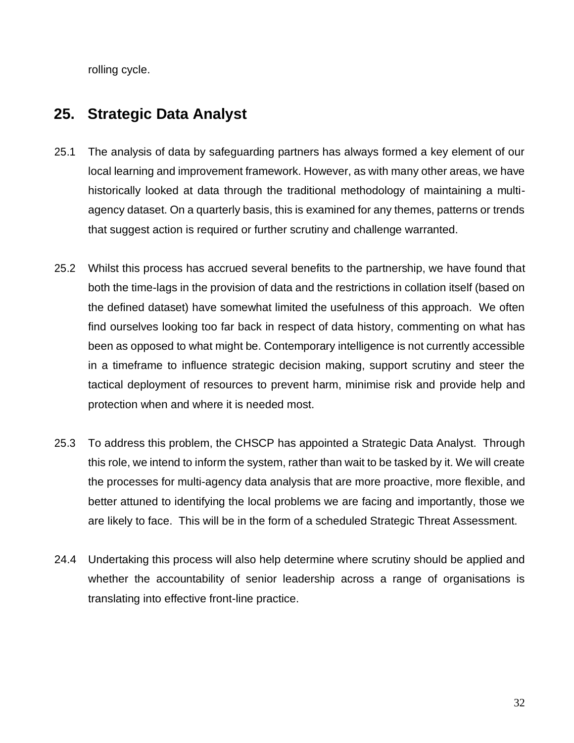rolling cycle.

## 25. Strategic Data Analyst

25.1 The analysis of data by safeguarding partners has always formed a key element of our local learning and improvement framework. However, as with many other areas, we have historically looked at data through the traditional methodology of maintaining a multi-agency dataset. On a quarterly basis, this is examined for any themes, patterns or trends that suggest action is required or further scrutiny and challenge warranted.

25.2 Whilst this process has accrued several benefits to the partnership, we have found that both the time-lags in the provision of data and the restrictions in collation itself (based on the defined dataset) have somewhat limited the usefulness of this approach. We often find ourselves looking too far back in respect of data history, commenting on what has been as opposed to what might be. Contemporary intelligence is not currently accessible in a timeframe to influence strategic decision making, support scrutiny and steer the tactical deployment of resources to prevent harm, minimise risk and provide help and protection when and where it is needed most.

25.3 To address this problem, the CHSCP has appointed a Strategic Data Analyst. Through this role, we intend to inform the system, rather than wait to be tasked by it. We will create the processes for multi-agency data analysis that are more proactive, more flexible, and better attuned to identifying the local problems we are facing and importantly, those we are likely to face. This will be in the form of a scheduled Strategic Threat Assessment.

24.4 Undertaking this process will also help determine where scrutiny should be applied and whether the accountability of senior leadership across a range of organisations is translating into effective front-line practice.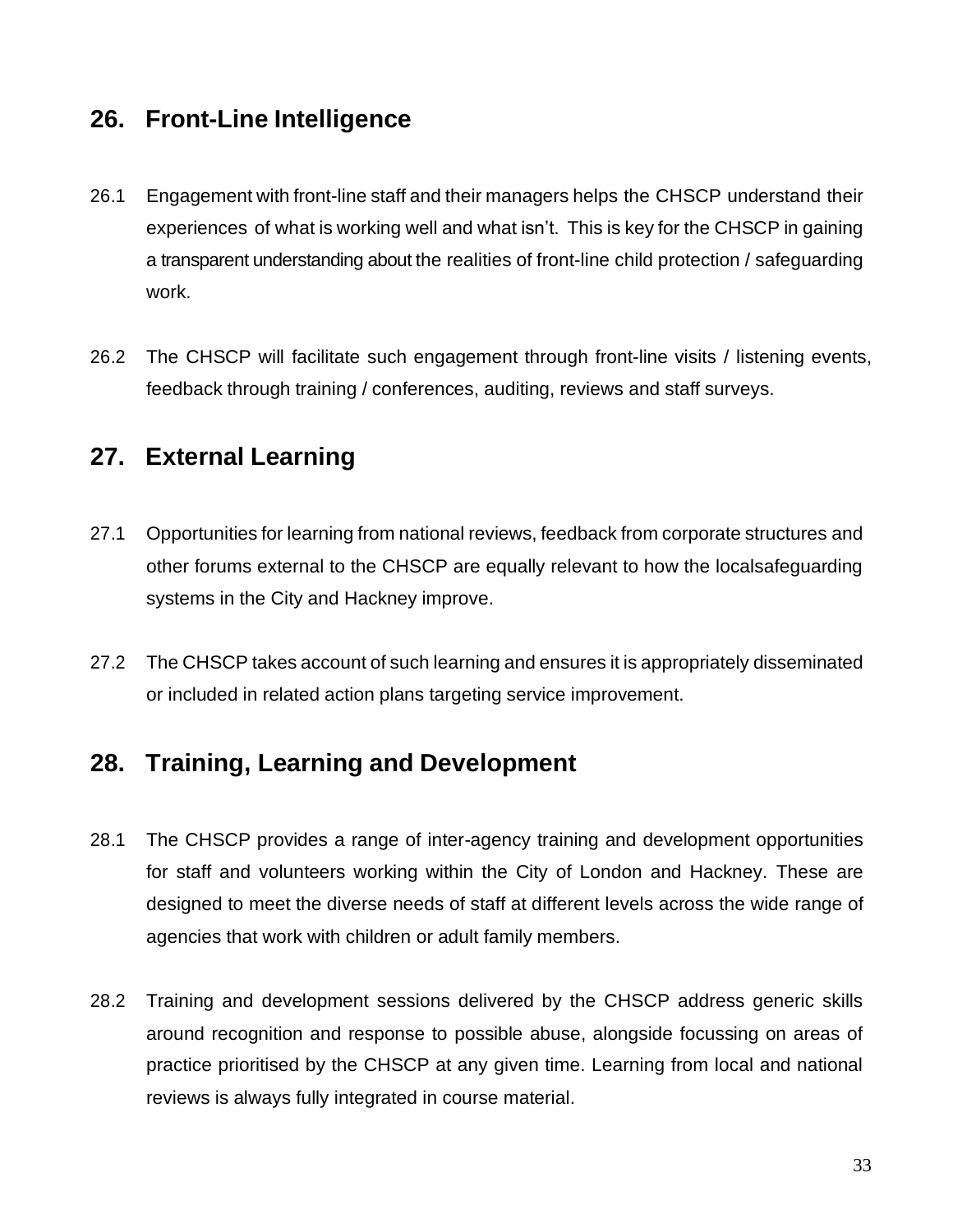## 26. Front-Line Intelligence

26.1 Engagement with front-line staff and their managers helps the CHSCP understand their experiences of what is working well and what isn't. This is key for the CHSCP in gaining a transparent understanding about the realities of front-line child protection / safeguarding work.

26.2 The CHSCP will facilitate such engagement through front-line visits / listening events, feedback through training / conferences, auditing, reviews and staff surveys.

## 27. External Learning

27.1 Opportunities for learning from national reviews, feedback from corporate structures and other forums external to the CHSCP are equally relevant to how the localsafeguarding systems in the City and Hackney improve.

27.2 The CHSCP takes account of such learning and ensures it is appropriately disseminated or included in related action plans targeting service improvement.

## 28. Training, Learning and Development

28.1 The CHSCP provides a range of inter-agency training and development opportunities for staff and volunteers working within the City of London and Hackney. These are designed to meet the diverse needs of staff at different levels across the wide range of agencies that work with children or adult family members.

28.2 Training and development sessions delivered by the CHSCP address generic skills around recognition and response to possible abuse, alongside focussing on areas of practice prioritised by the CHSCP at any given time. Learning from local and national reviews is always fully integrated in course material.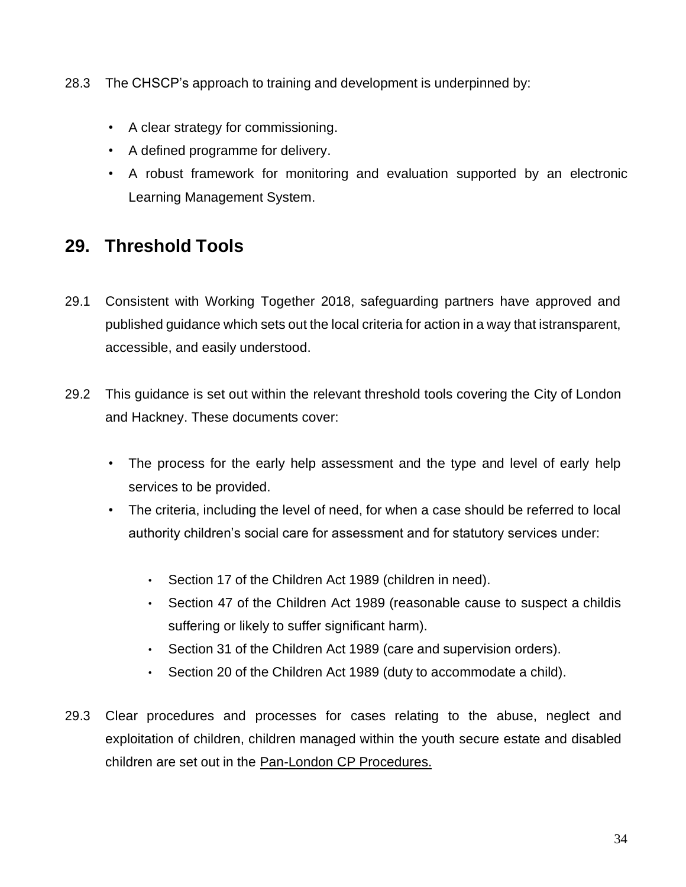28.3 The CHSCP's approach to training and development is underpinned by:

- A clear strategy for commissioning.
- A defined programme for delivery.
- A robust framework for monitoring and evaluation supported by an electronic Learning Management System.

## 29. Threshold Tools

29.1 Consistent with Working Together 2018, safeguarding partners have approved and published guidance which sets out the local criteria for action in a way that istransparent, accessible, and easily understood.

29.2 This guidance is set out within the relevant threshold tools covering the City of London and Hackney. These documents cover:

- The process for the early help assessment and the type and level of early help services to be provided.
- The criteria, including the level of need, for when a case should be referred to local authority children's social care for assessment and for statutory services under:
  - Section 17 of the Children Act 1989 (children in need).
  - Section 47 of the Children Act 1989 (reasonable cause to suspect a childis suffering or likely to suffer significant harm).
  - Section 31 of the Children Act 1989 (care and supervision orders).
  - Section 20 of the Children Act 1989 (duty to accommodate a child).

29.3 Clear procedures and processes for cases relating to the abuse, neglect and exploitation of children, children managed within the youth secure estate and disabled children are set out in the Pan-London CP Procedures.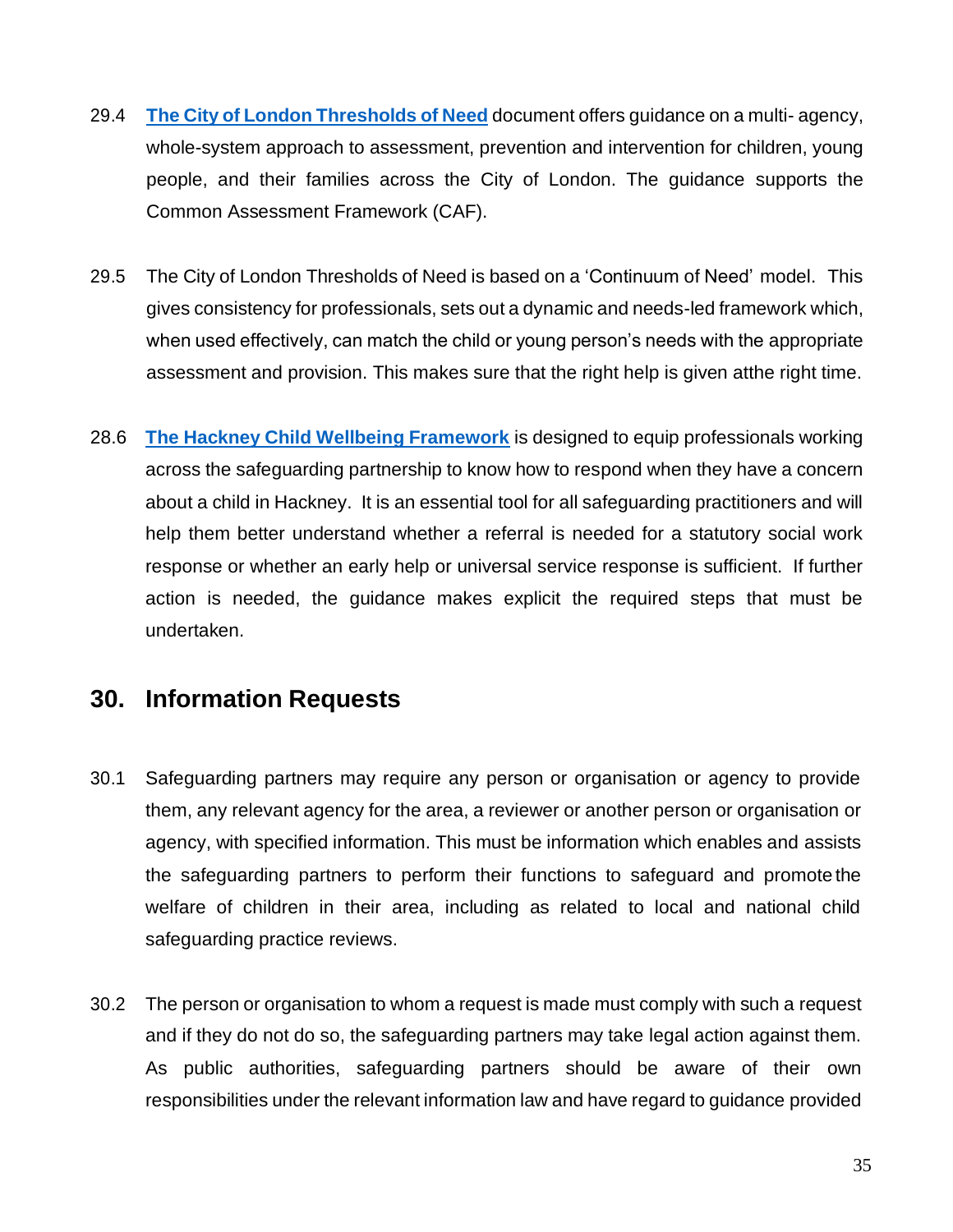29.4 **The City of London Thresholds of Need** document offers guidance on a multi- agency, whole-system approach to assessment, prevention and intervention for children, young people, and their families across the City of London. The guidance supports the Common Assessment Framework (CAF).

29.5 The City of London Thresholds of Need is based on a 'Continuum of Need' model. This gives consistency for professionals, sets out a dynamic and needs-led framework which, when used effectively, can match the child or young person's needs with the appropriate assessment and provision. This makes sure that the right help is given atthe right time.

28.6 **The Hackney Child Wellbeing Framework** is designed to equip professionals working across the safeguarding partnership to know how to respond when they have a concern about a child in Hackney. It is an essential tool for all safeguarding practitioners and will help them better understand whether a referral is needed for a statutory social work response or whether an early help or universal service response is sufficient. If further action is needed, the guidance makes explicit the required steps that must be undertaken.

## 30. Information Requests

30.1 Safeguarding partners may require any person or organisation or agency to provide them, any relevant agency for the area, a reviewer or another person or organisation or agency, with specified information. This must be information which enables and assists the safeguarding partners to perform their functions to safeguard and promote the welfare of children in their area, including as related to local and national child safeguarding practice reviews.

30.2 The person or organisation to whom a request is made must comply with such a request and if they do not do so, the safeguarding partners may take legal action against them. As public authorities, safeguarding partners should be aware of their own responsibilities under the relevant information law and have regard to guidance provided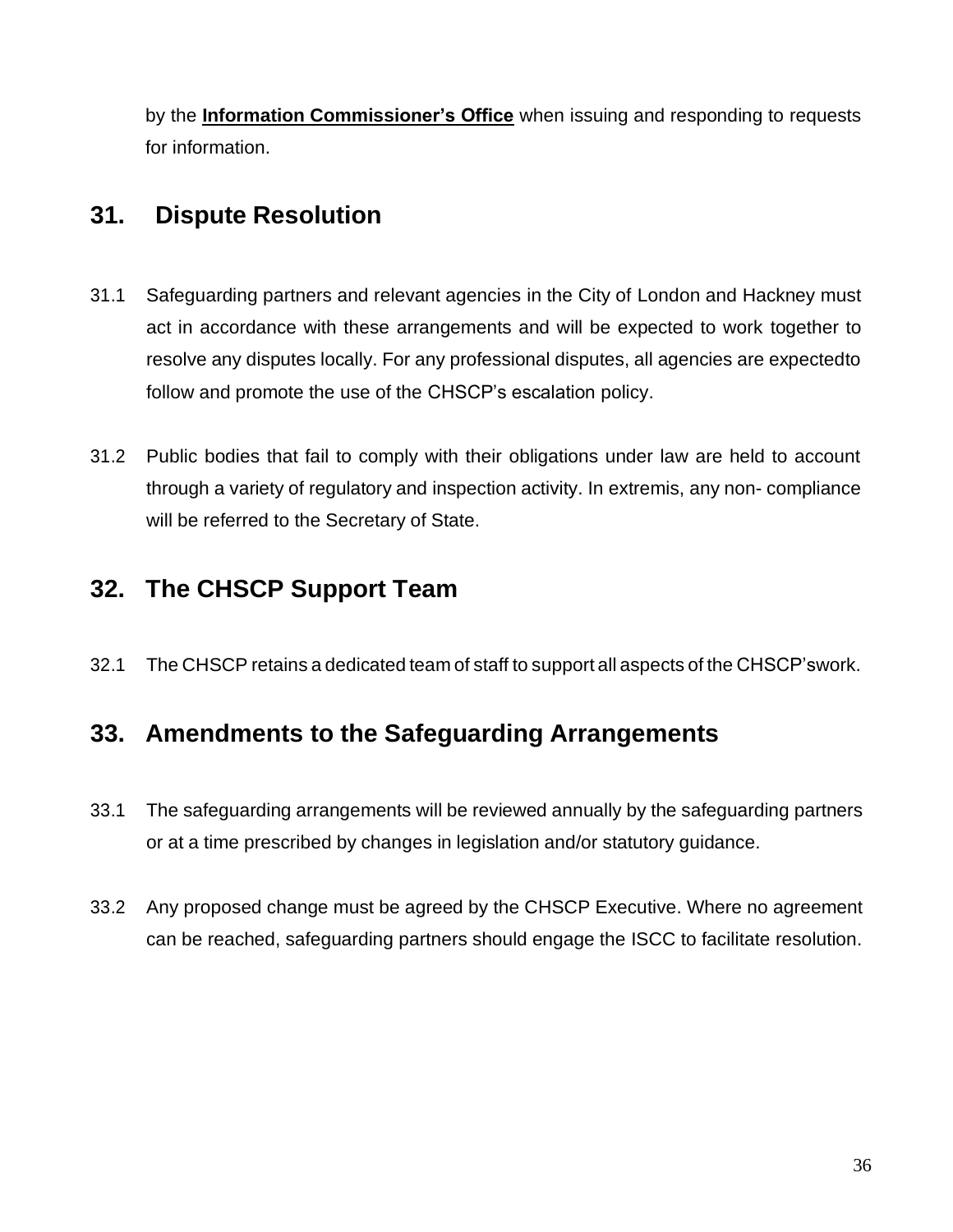by the **Information Commissioner's Office** when issuing and responding to requests for information.

## 31. Dispute Resolution

31.1 Safeguarding partners and relevant agencies in the City of London and Hackney must act in accordance with these arrangements and will be expected to work together to resolve any disputes locally. For any professional disputes, all agencies are expectedto follow and promote the use of the CHSCP's escalation policy.

31.2 Public bodies that fail to comply with their obligations under law are held to account through a variety of regulatory and inspection activity. In extremis, any non- compliance will be referred to the Secretary of State.

## 32. The CHSCP Support Team

32.1 The CHSCP retains a dedicated team of staff to support all aspects of the CHSCP'swork.

## 33. Amendments to the Safeguarding Arrangements

33.1 The safeguarding arrangements will be reviewed annually by the safeguarding partners or at a time prescribed by changes in legislation and/or statutory guidance.

33.2 Any proposed change must be agreed by the CHSCP Executive. Where no agreement can be reached, safeguarding partners should engage the ISCC to facilitate resolution.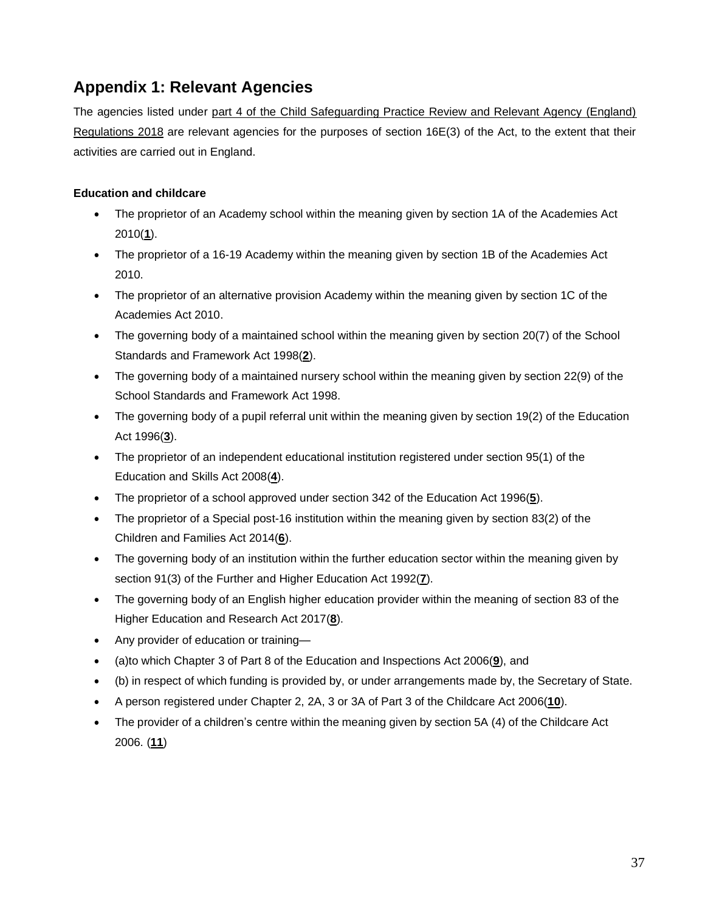## Appendix 1: Relevant Agencies

The agencies listed under part 4 of the Child Safeguarding Practice Review and Relevant Agency (England) Regulations 2018 are relevant agencies for the purposes of section 16E(3) of the Act, to the extent that their activities are carried out in England.

**Education and childcare**

- The proprietor of an Academy school within the meaning given by section 1A of the Academies Act 2010(**1**).
- The proprietor of a 16-19 Academy within the meaning given by section 1B of the Academies Act 2010.
- The proprietor of an alternative provision Academy within the meaning given by section 1C of the Academies Act 2010.
- The governing body of a maintained school within the meaning given by section 20(7) of the School Standards and Framework Act 1998(**2**).
- The governing body of a maintained nursery school within the meaning given by section 22(9) of the School Standards and Framework Act 1998.
- The governing body of a pupil referral unit within the meaning given by section 19(2) of the Education Act 1996(**3**).
- The proprietor of an independent educational institution registered under section 95(1) of the Education and Skills Act 2008(**4**).
- The proprietor of a school approved under section 342 of the Education Act 1996(**5**).
- The proprietor of a Special post-16 institution within the meaning given by section 83(2) of the Children and Families Act 2014(**6**).
- The governing body of an institution within the further education sector within the meaning given by section 91(3) of the Further and Higher Education Act 1992(**7**).
- The governing body of an English higher education provider within the meaning of section 83 of the Higher Education and Research Act 2017(**8**).
- Any provider of education or training—
- (a)to which Chapter 3 of Part 8 of the Education and Inspections Act 2006(**9**), and
- (b) in respect of which funding is provided by, or under arrangements made by, the Secretary of State.
- A person registered under Chapter 2, 2A, 3 or 3A of Part 3 of the Childcare Act 2006(**10**).
- The provider of a children's centre within the meaning given by section 5A (4) of the Childcare Act 2006. (**11**)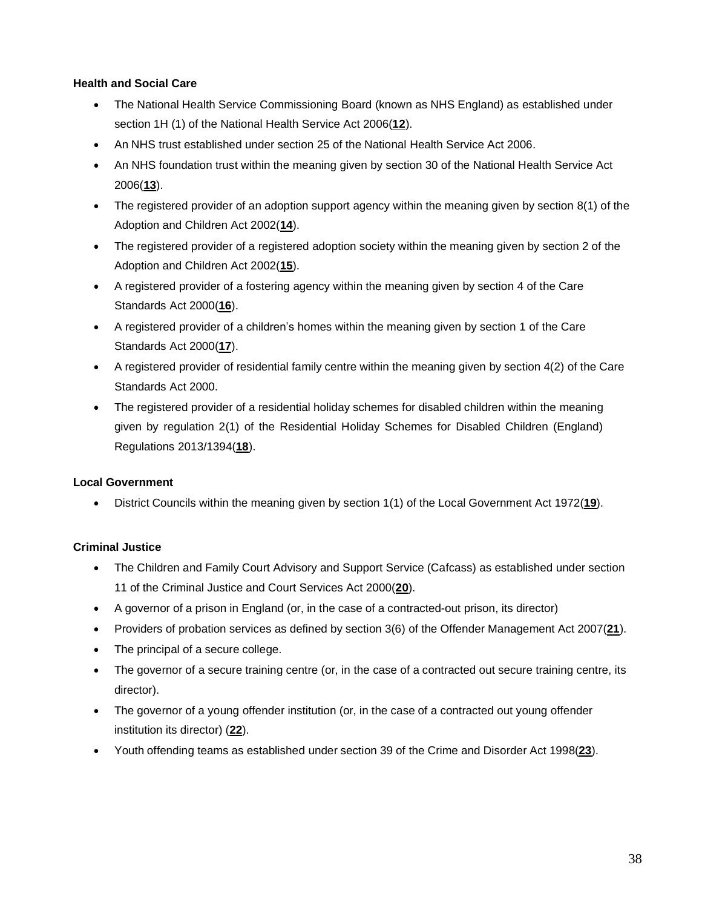**Health and Social Care**

- The National Health Service Commissioning Board (known as NHS England) as established under section 1H (1) of the National Health Service Act 2006(**12**).
- An NHS trust established under section 25 of the National Health Service Act 2006.
- An NHS foundation trust within the meaning given by section 30 of the National Health Service Act 2006(**13**).
- The registered provider of an adoption support agency within the meaning given by section 8(1) of the Adoption and Children Act 2002(**14**).
- The registered provider of a registered adoption society within the meaning given by section 2 of the Adoption and Children Act 2002(**15**).
- A registered provider of a fostering agency within the meaning given by section 4 of the Care Standards Act 2000(**16**).
- A registered provider of a children's homes within the meaning given by section 1 of the Care Standards Act 2000(**17**).
- A registered provider of residential family centre within the meaning given by section 4(2) of the Care Standards Act 2000.
- The registered provider of a residential holiday schemes for disabled children within the meaning given by regulation 2(1) of the Residential Holiday Schemes for Disabled Children (England) Regulations 2013/1394(**18**).

**Local Government**

- District Councils within the meaning given by section 1(1) of the Local Government Act 1972(**19**).

**Criminal Justice**

- The Children and Family Court Advisory and Support Service (Cafcass) as established under section 11 of the Criminal Justice and Court Services Act 2000(**20**).
- A governor of a prison in England (or, in the case of a contracted-out prison, its director)
- Providers of probation services as defined by section 3(6) of the Offender Management Act 2007(**21**).
- The principal of a secure college.
- The governor of a secure training centre (or, in the case of a contracted out secure training centre, its director).
- The governor of a young offender institution (or, in the case of a contracted out young offender institution its director) (**22**).
- Youth offending teams as established under section 39 of the Crime and Disorder Act 1998(**23**).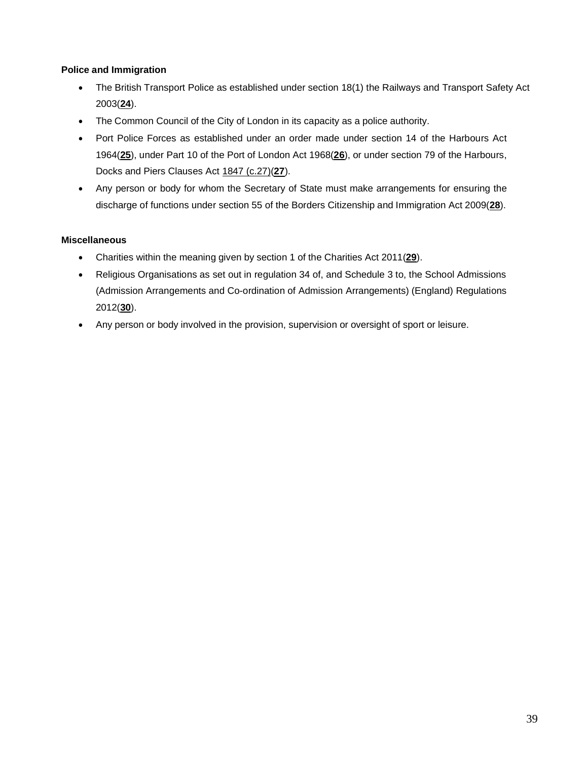**Police and Immigration**

- The British Transport Police as established under section 18(1) the Railways and Transport Safety Act 2003(**24**).
- The Common Council of the City of London in its capacity as a police authority.
- Port Police Forces as established under an order made under section 14 of the Harbours Act 1964(**25**), under Part 10 of the Port of London Act 1968(**26**), or under section 79 of the Harbours, Docks and Piers Clauses Act 1847 (c.27)(**27**).
- Any person or body for whom the Secretary of State must make arrangements for ensuring the discharge of functions under section 55 of the Borders Citizenship and Immigration Act 2009(**28**).

**Miscellaneous**

- Charities within the meaning given by section 1 of the Charities Act 2011(**29**).
- Religious Organisations as set out in regulation 34 of, and Schedule 3 to, the School Admissions (Admission Arrangements and Co-ordination of Admission Arrangements) (England) Regulations 2012(**30**).
- Any person or body involved in the provision, supervision or oversight of sport or leisure.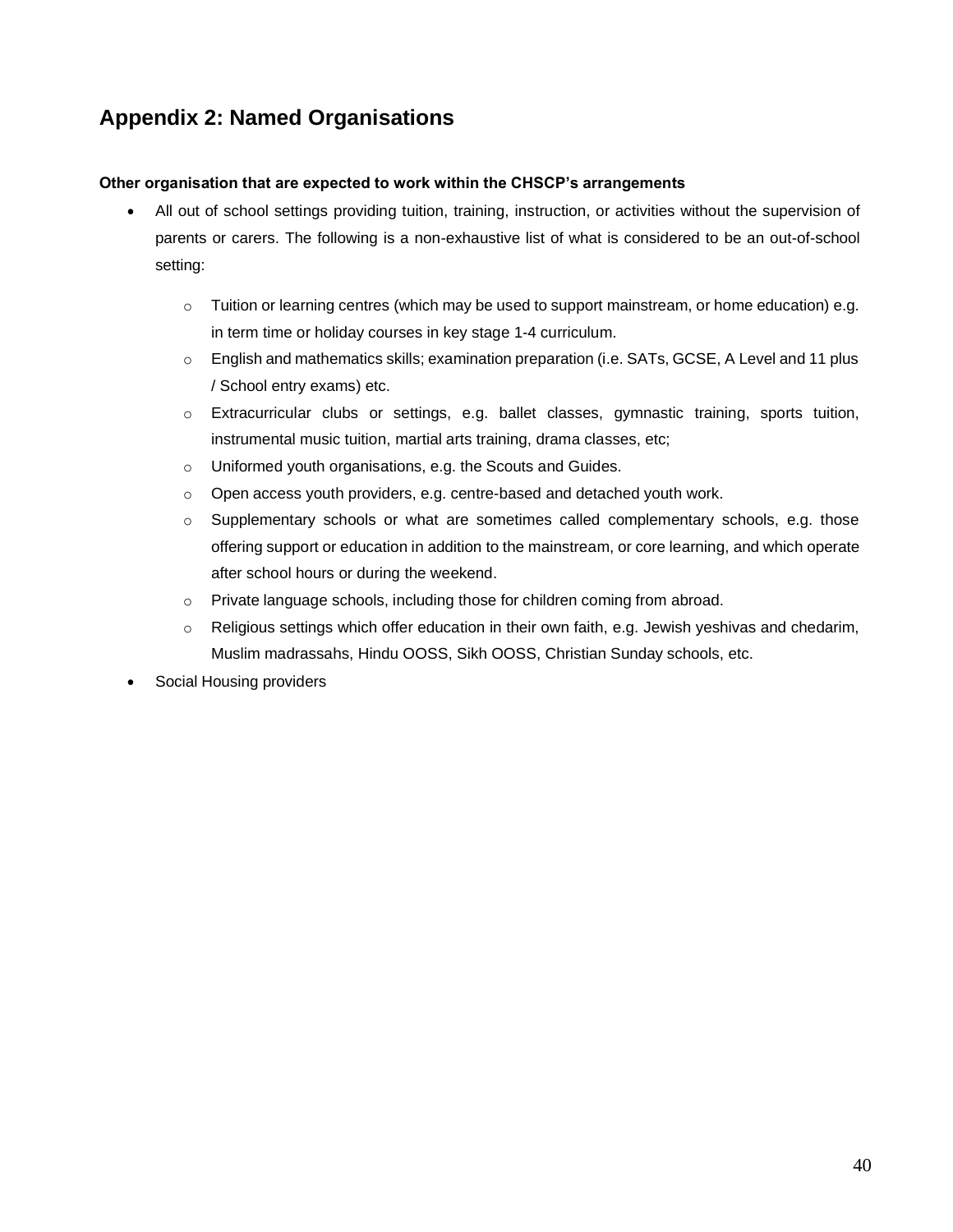## Appendix 2: Named Organisations

**Other organisation that are expected to work within the CHSCP's arrangements**

- All out of school settings providing tuition, training, instruction, or activities without the supervision of parents or carers. The following is a non-exhaustive list of what is considered to be an out-of-school setting:
    - Tuition or learning centres (which may be used to support mainstream, or home education) e.g. in term time or holiday courses in key stage 1-4 curriculum.
    - English and mathematics skills; examination preparation (i.e. SATs, GCSE, A Level and 11 plus / School entry exams) etc.
    - Extracurricular clubs or settings, e.g. ballet classes, gymnastic training, sports tuition, instrumental music tuition, martial arts training, drama classes, etc;
    - Uniformed youth organisations, e.g. the Scouts and Guides.
    - Open access youth providers, e.g. centre-based and detached youth work.
    - Supplementary schools or what are sometimes called complementary schools, e.g. those offering support or education in addition to the mainstream, or core learning, and which operate after school hours or during the weekend.
    - Private language schools, including those for children coming from abroad.
    - Religious settings which offer education in their own faith, e.g. Jewish yeshivas and chedarim, Muslim madrassahs, Hindu OOSS, Sikh OOSS, Christian Sunday schools, etc.
- Social Housing providers